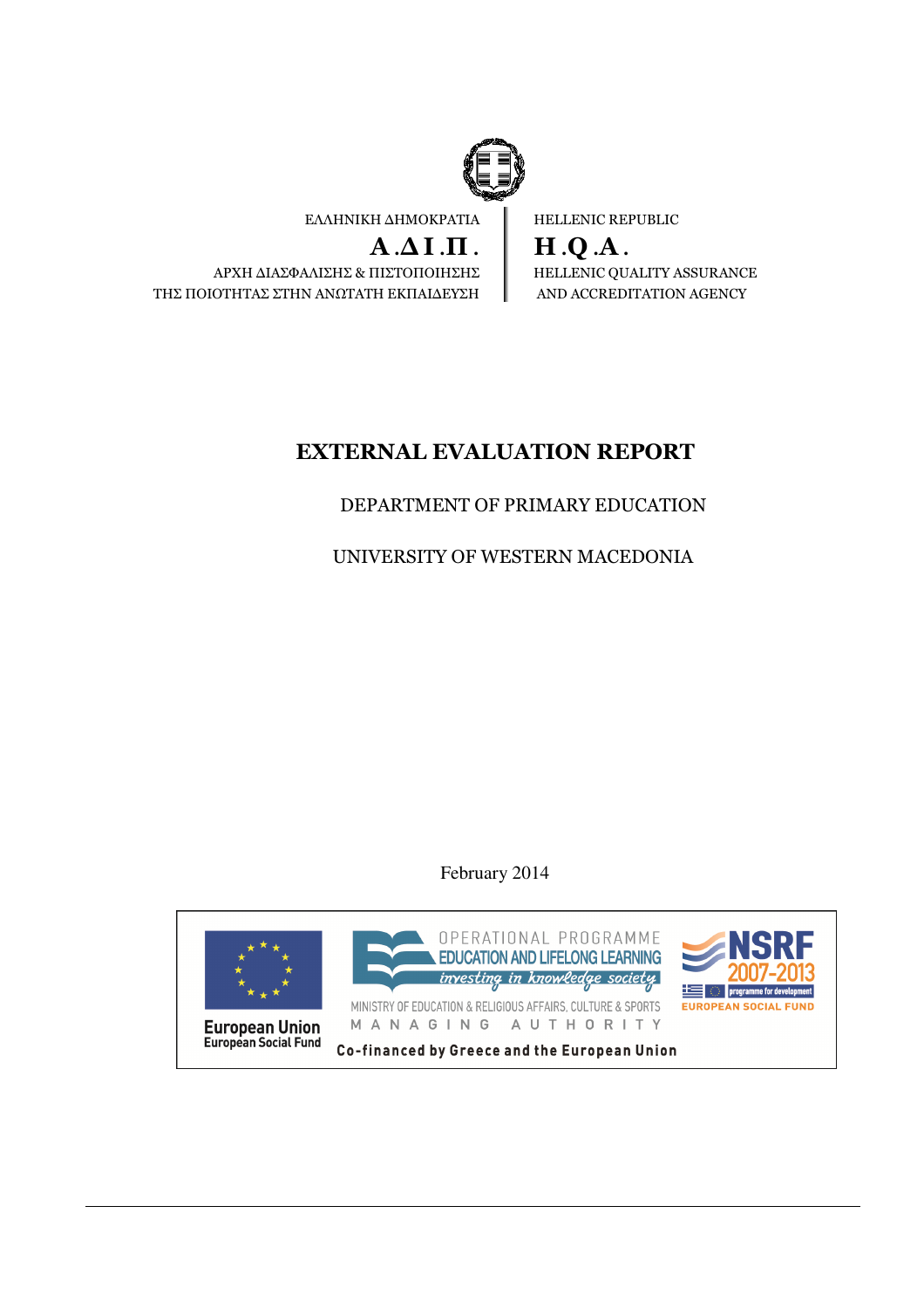ΕΛΛΗΝΙΚΗ ΔΗΜΟΚΡΑΤΙΑ

**Α.ΔΙ.Π.**

ΑΡΧΗ ΔΙΑΣΦΑΛΙΣΗΣ & ΠΙΣΤΟΠΟΙΗΣΗΣ ΤΗΣ ΠΟΙΟΤΗΤΑΣ ΣΤΗΝ ΑΝΩΤΑΤΗ ΕΚΠΑΙΔΕΥΣΗ

HELLENIC REPUBLIC

**H.Q.A.**

HELLENIC QUALITY ASSURANCE AND ACCREDITATION AGENCY

# EXTERNAL EVALUATION REPORT

DEPARTMENT OF PRIMARY EDUCATION

UNIVERSITY OF WESTERN MACEDONIA

February 2014

European Union
European Social Fund

OPERATIONAL PROGRAMME
EDUCATION AND LIFELONG LEARNING
*investing in knowledge society*
MINISTRY OF EDUCATION & RELIGIOUS AFFAIRS, CULTURE & SPORTS
MANAGING AUTHORITY

NSRF 2007-2013
programme for development
EUROPEAN SOCIAL FUND

Co-financed by Greece and the European Union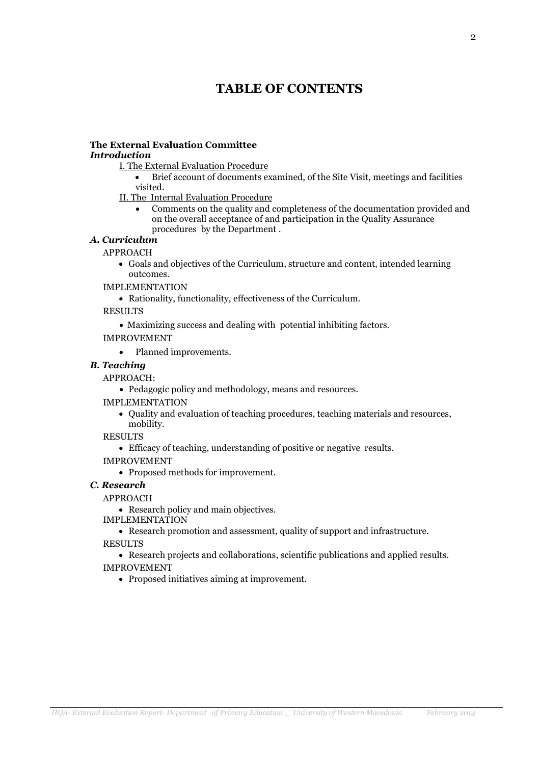# TABLE OF CONTENTS

**The External Evaluation Committee**

***Introduction***

I. The External Evaluation Procedure

- Brief account of documents examined, of the Site Visit, meetings and facilities visited.

II. The Internal Evaluation Procedure

- Comments on the quality and completeness of the documentation provided and on the overall acceptance of and participation in the Quality Assurance procedures by the Department .

***A. Curriculum***

APPROACH

- Goals and objectives of the Curriculum, structure and content, intended learning outcomes.

IMPLEMENTATION

- Rationality, functionality, effectiveness of the Curriculum.

RESULTS

- Maximizing success and dealing with potential inhibiting factors.

IMPROVEMENT

- Planned improvements.

***B. Teaching***

APPROACH:

- Pedagogic policy and methodology, means and resources.

IMPLEMENTATION

- Quality and evaluation of teaching procedures, teaching materials and resources, mobility.

RESULTS

- Efficacy of teaching, understanding of positive or negative results.

IMPROVEMENT

- Proposed methods for improvement.

***C. Research***

APPROACH

- Research policy and main objectives.

IMPLEMENTATION

- Research promotion and assessment, quality of support and infrastructure.

RESULTS

- Research projects and collaborations, scientific publications and applied results.

IMPROVEMENT

- Proposed initiatives aiming at improvement.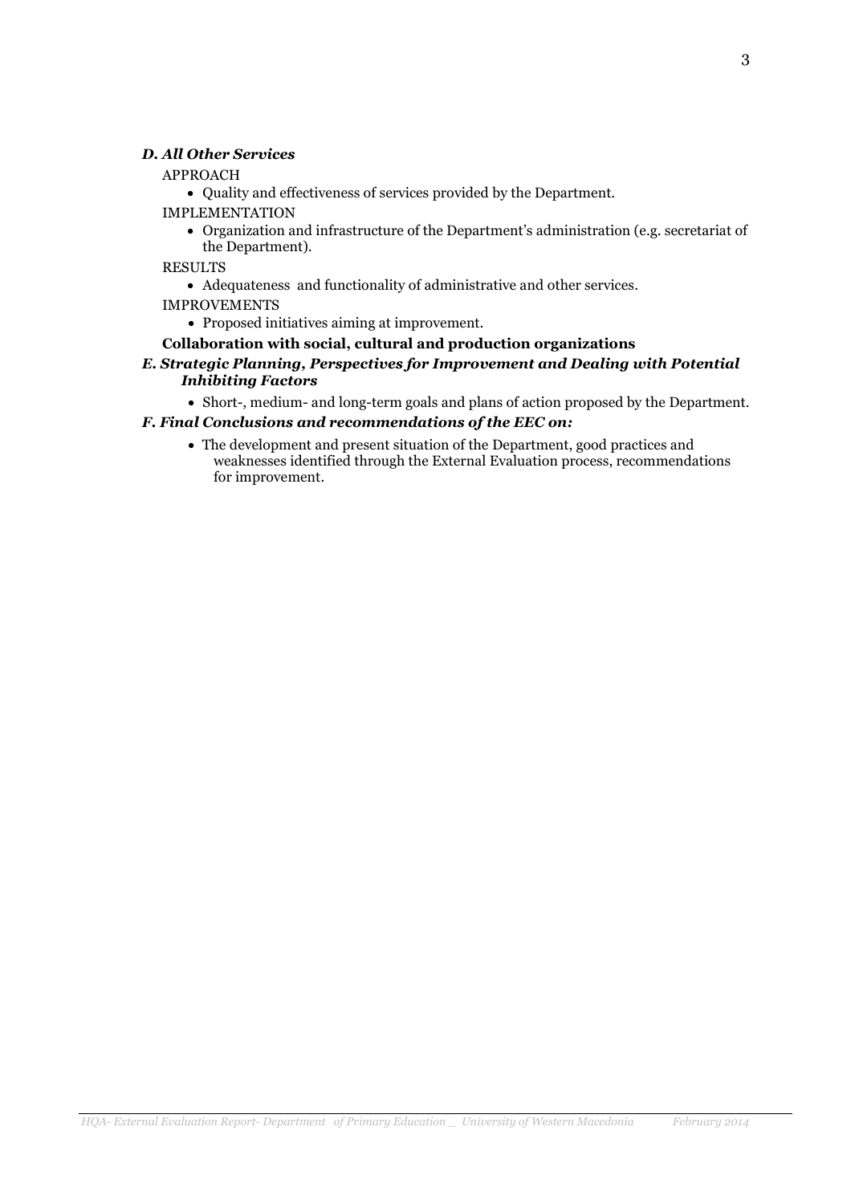***D. All Other Services***

APPROACH

- Quality and effectiveness of services provided by the Department.

IMPLEMENTATION

- Organization and infrastructure of the Department's administration (e.g. secretariat of the Department).

RESULTS

- Adequateness and functionality of administrative and other services.

IMPROVEMENTS

- Proposed initiatives aiming at improvement.

**Collaboration with social, cultural and production organizations**

***E. Strategic Planning, Perspectives for Improvement and Dealing with Potential Inhibiting Factors***

- Short-, medium- and long-term goals and plans of action proposed by the Department.

***F. Final Conclusions and recommendations of the EEC on:***

- The development and present situation of the Department, good practices and weaknesses identified through the External Evaluation process, recommendations for improvement.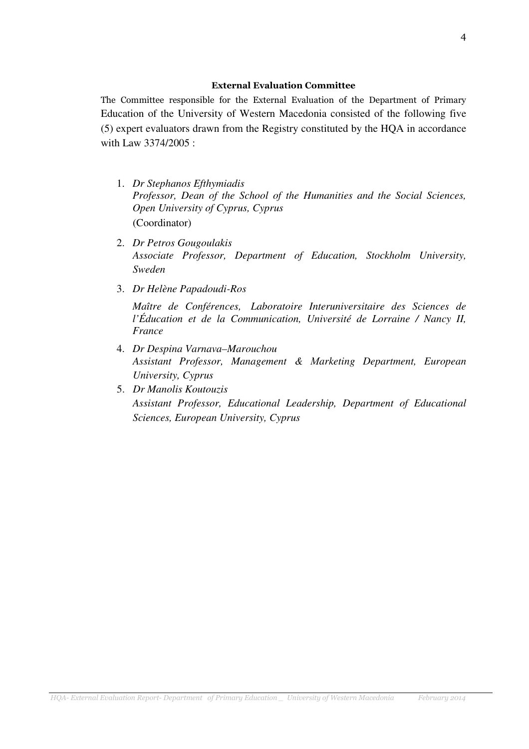## External Evaluation Committee

The Committee responsible for the External Evaluation of the Department of Primary Education of the University of Western Macedonia consisted of the following five (5) expert evaluators drawn from the Registry constituted by the HQA in accordance with Law 3374/2005 :

1. *Dr Stephanos Efthymiadis*
   *Professor, Dean of the School of the Humanities and the Social Sciences, Open University of Cyprus, Cyprus*
   (Coordinator)

2. *Dr Petros Gougoulakis*
   *Associate Professor, Department of Education, Stockholm University, Sweden*

3. *Dr Helène Papadoudi-Ros*

   *Maître de Conférences, Laboratoire Interuniversitaire des Sciences de l'Éducation et de la Communication, Université de Lorraine / Nancy II, France*

4. *Dr Despina Varnava–Marouchou*
   *Assistant Professor, Management & Marketing Department, European University, Cyprus*

5. *Dr Manolis Koutouzis*
   *Assistant Professor, Educational Leadership, Department of Educational Sciences, European University, Cyprus*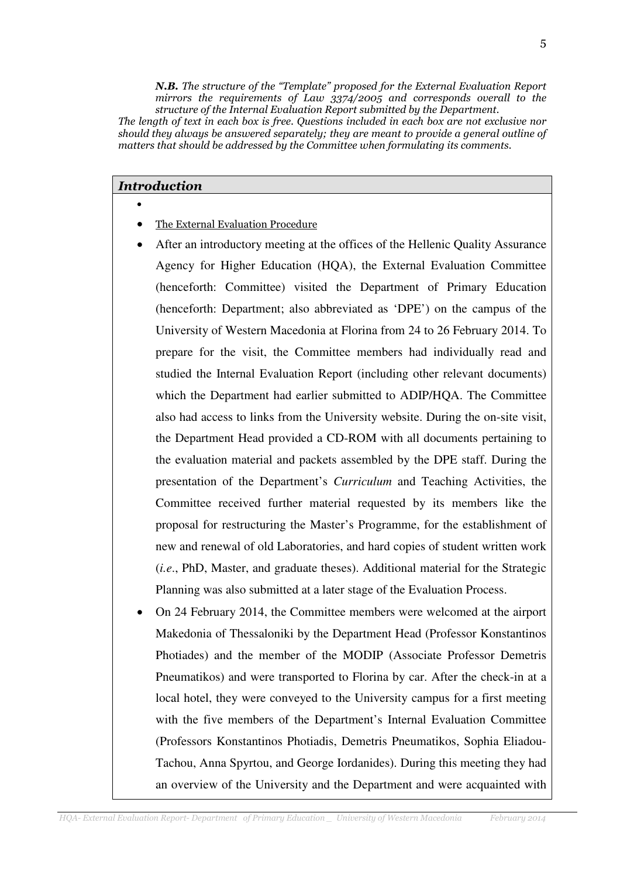*N.B. The structure of the "Template" proposed for the External Evaluation Report mirrors the requirements of Law 3374/2005 and corresponds overall to the structure of the Internal Evaluation Report submitted by the Department.*

*The length of text in each box is free. Questions included in each box are not exclusive nor should they always be answered separately; they are meant to provide a general outline of matters that should be addressed by the Committee when formulating its comments.*

## *Introduction*

- The External Evaluation Procedure
- After an introductory meeting at the offices of the Hellenic Quality Assurance Agency for Higher Education (HQA), the External Evaluation Committee (henceforth: Committee) visited the Department of Primary Education (henceforth: Department; also abbreviated as 'DPE') on the campus of the University of Western Macedonia at Florina from 24 to 26 February 2014. To prepare for the visit, the Committee members had individually read and studied the Internal Evaluation Report (including other relevant documents) which the Department had earlier submitted to ADIP/HQA. The Committee also had access to links from the University website. During the on-site visit, the Department Head provided a CD-ROM with all documents pertaining to the evaluation material and packets assembled by the DPE staff. During the presentation of the Department's *Curriculum* and Teaching Activities, the Committee received further material requested by its members like the proposal for restructuring the Master's Programme, for the establishment of new and renewal of old Laboratories, and hard copies of student written work (*i.e*., PhD, Master, and graduate theses). Additional material for the Strategic Planning was also submitted at a later stage of the Evaluation Process.
- On 24 February 2014, the Committee members were welcomed at the airport Makedonia of Thessaloniki by the Department Head (Professor Konstantinos Photiades) and the member of the MODIP (Associate Professor Demetris Pneumatikos) and were transported to Florina by car. After the check-in at a local hotel, they were conveyed to the University campus for a first meeting with the five members of the Department's Internal Evaluation Committee (Professors Konstantinos Photiadis, Demetris Pneumatikos, Sophia Eliadou-Tachou, Anna Spyrtou, and George Iordanides). During this meeting they had an overview of the University and the Department and were acquainted with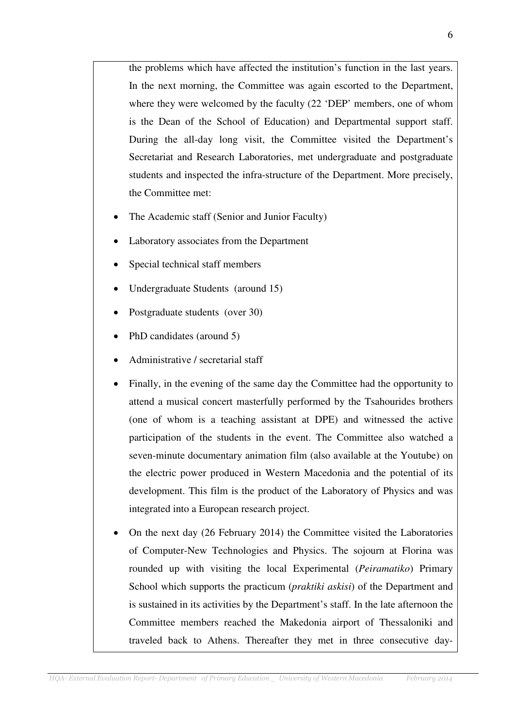the problems which have affected the institution's function in the last years. In the next morning, the Committee was again escorted to the Department, where they were welcomed by the faculty (22 'DEP' members, one of whom is the Dean of the School of Education) and Departmental support staff. During the all-day long visit, the Committee visited the Department's Secretariat and Research Laboratories, met undergraduate and postgraduate students and inspected the infra-structure of the Department. More precisely, the Committee met:

- The Academic staff (Senior and Junior Faculty)
- Laboratory associates from the Department
- Special technical staff members
- Undergraduate Students (around 15)
- Postgraduate students (over 30)
- PhD candidates (around 5)
- Administrative / secretarial staff
- Finally, in the evening of the same day the Committee had the opportunity to attend a musical concert masterfully performed by the Tsahourides brothers (one of whom is a teaching assistant at DPE) and witnessed the active participation of the students in the event. The Committee also watched a seven-minute documentary animation film (also available at the Youtube) on the electric power produced in Western Macedonia and the potential of its development. This film is the product of the Laboratory of Physics and was integrated into a European research project.
- On the next day (26 February 2014) the Committee visited the Laboratories of Computer-New Technologies and Physics. The sojourn at Florina was rounded up with visiting the local Experimental (*Peiramatiko*) Primary School which supports the practicum (*praktiki askisi*) of the Department and is sustained in its activities by the Department's staff. In the late afternoon the Committee members reached the Makedonia airport of Thessaloniki and traveled back to Athens. Thereafter they met in three consecutive day-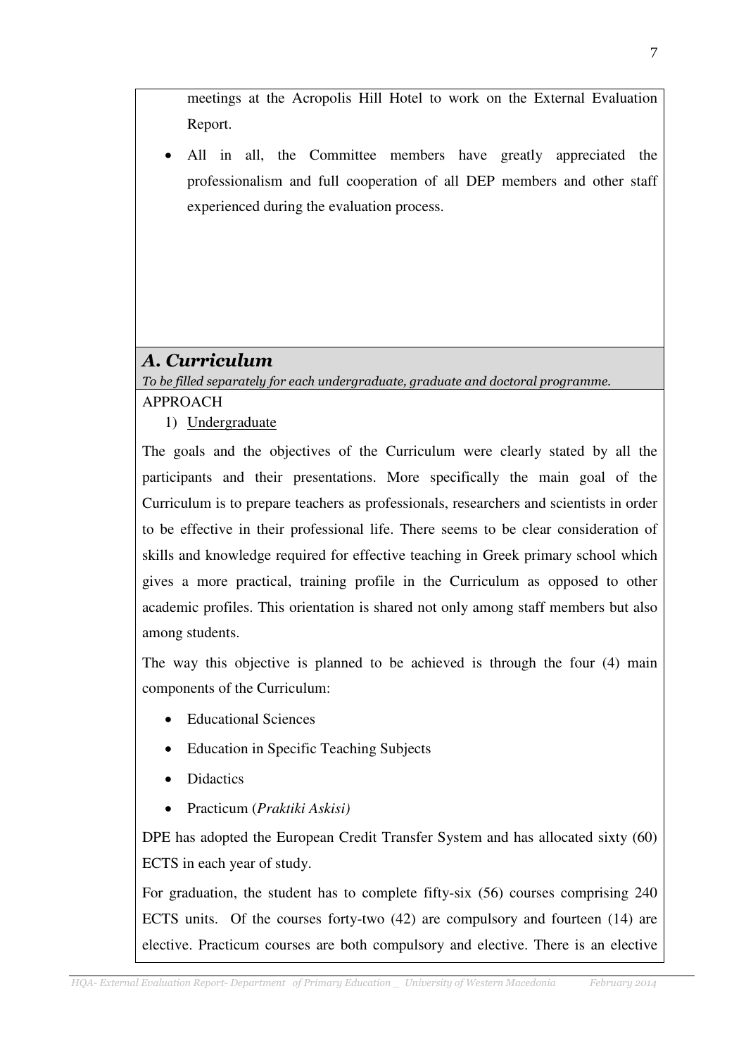meetings at the Acropolis Hill Hotel to work on the External Evaluation Report.

- All in all, the Committee members have greatly appreciated the professionalism and full cooperation of all DEP members and other staff experienced during the evaluation process.

## *A. Curriculum*

*To be filled separately for each undergraduate, graduate and doctoral programme.*

APPROACH

1) Undergraduate

The goals and the objectives of the Curriculum were clearly stated by all the participants and their presentations. More specifically the main goal of the Curriculum is to prepare teachers as professionals, researchers and scientists in order to be effective in their professional life. There seems to be clear consideration of skills and knowledge required for effective teaching in Greek primary school which gives a more practical, training profile in the Curriculum as opposed to other academic profiles. This orientation is shared not only among staff members but also among students.

The way this objective is planned to be achieved is through the four (4) main components of the Curriculum:

- Educational Sciences
- Education in Specific Teaching Subjects
- Didactics
- Practicum (*Praktiki Askisi)*

DPE has adopted the European Credit Transfer System and has allocated sixty (60) ECTS in each year of study.

For graduation, the student has to complete fifty-six (56) courses comprising 240 ECTS units. Of the courses forty-two (42) are compulsory and fourteen (14) are elective. Practicum courses are both compulsory and elective. There is an elective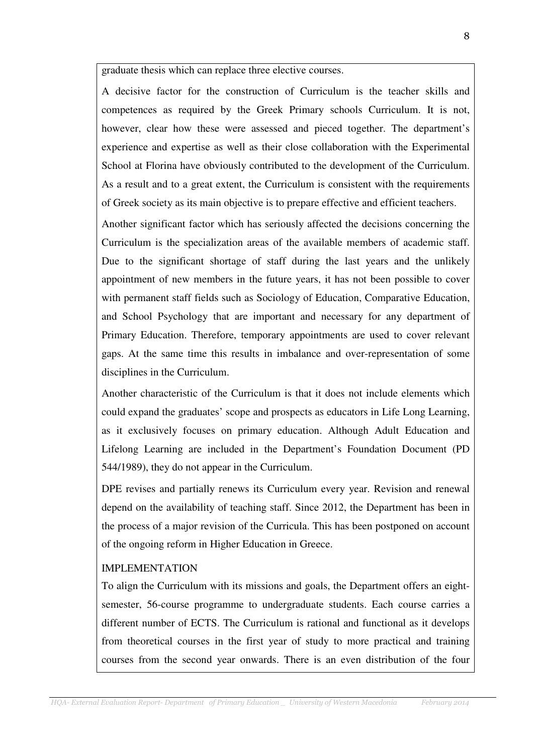graduate thesis which can replace three elective courses.

A decisive factor for the construction of Curriculum is the teacher skills and competences as required by the Greek Primary schools Curriculum. It is not, however, clear how these were assessed and pieced together. The department's experience and expertise as well as their close collaboration with the Experimental School at Florina have obviously contributed to the development of the Curriculum. As a result and to a great extent, the Curriculum is consistent with the requirements of Greek society as its main objective is to prepare effective and efficient teachers.

Another significant factor which has seriously affected the decisions concerning the Curriculum is the specialization areas of the available members of academic staff. Due to the significant shortage of staff during the last years and the unlikely appointment of new members in the future years, it has not been possible to cover with permanent staff fields such as Sociology of Education, Comparative Education, and School Psychology that are important and necessary for any department of Primary Education. Therefore, temporary appointments are used to cover relevant gaps. At the same time this results in imbalance and over-representation of some disciplines in the Curriculum.

Another characteristic of the Curriculum is that it does not include elements which could expand the graduates' scope and prospects as educators in Life Long Learning, as it exclusively focuses on primary education. Although Adult Education and Lifelong Learning are included in the Department's Foundation Document (PD 544/1989), they do not appear in the Curriculum.

DPE revises and partially renews its Curriculum every year. Revision and renewal depend on the availability of teaching staff. Since 2012, the Department has been in the process of a major revision of the Curricula. This has been postponed on account of the ongoing reform in Higher Education in Greece.

IMPLEMENTATION

To align the Curriculum with its missions and goals, the Department offers an eight-semester, 56-course programme to undergraduate students. Each course carries a different number of ECTS. The Curriculum is rational and functional as it develops from theoretical courses in the first year of study to more practical and training courses from the second year onwards. There is an even distribution of the four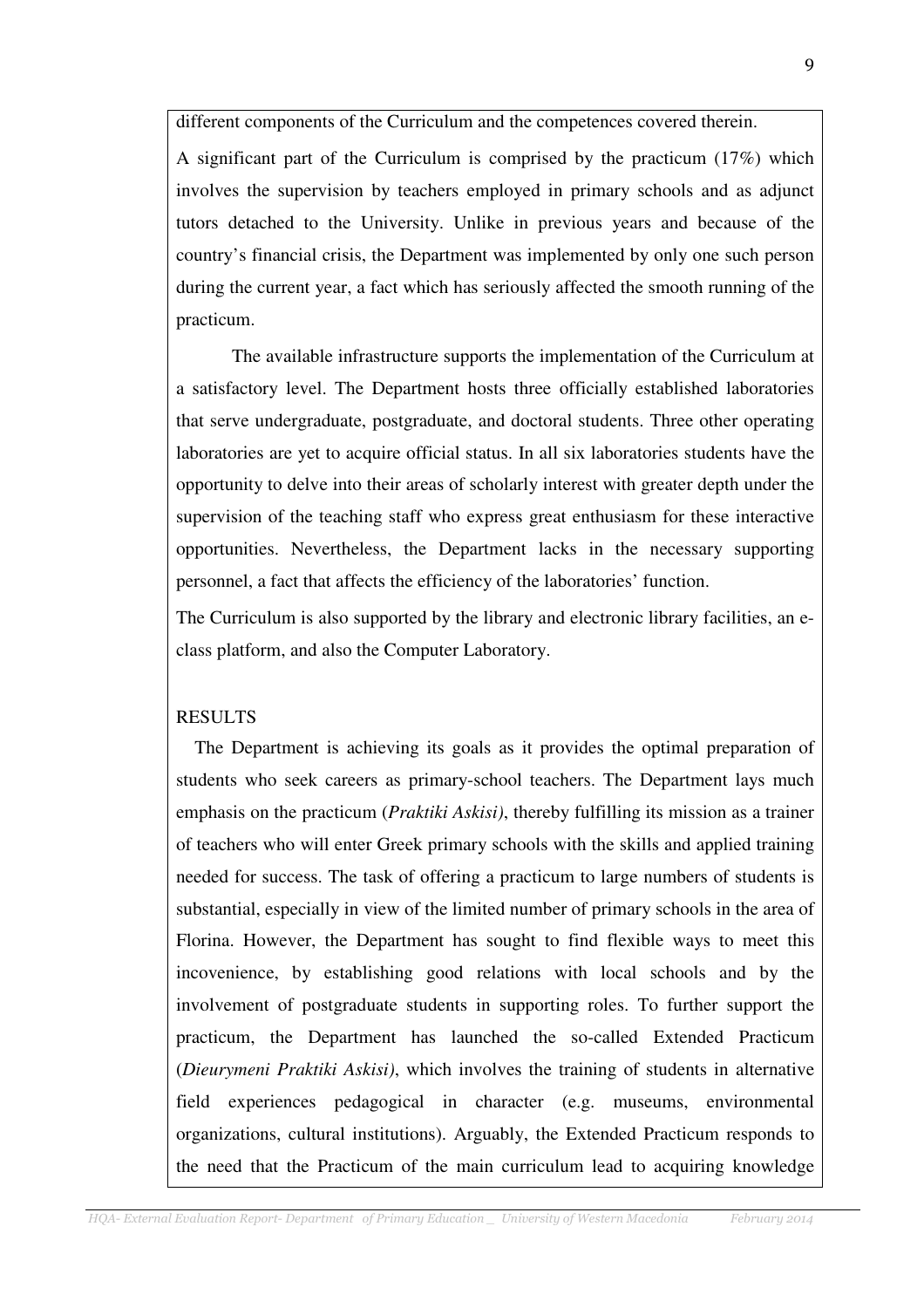different components of the Curriculum and the competences covered therein.

A significant part of the Curriculum is comprised by the practicum (17%) which involves the supervision by teachers employed in primary schools and as adjunct tutors detached to the University. Unlike in previous years and because of the country's financial crisis, the Department was implemented by only one such person during the current year, a fact which has seriously affected the smooth running of the practicum.

The available infrastructure supports the implementation of the Curriculum at a satisfactory level. The Department hosts three officially established laboratories that serve undergraduate, postgraduate, and doctoral students. Three other operating laboratories are yet to acquire official status. In all six laboratories students have the opportunity to delve into their areas of scholarly interest with greater depth under the supervision of the teaching staff who express great enthusiasm for these interactive opportunities. Nevertheless, the Department lacks in the necessary supporting personnel, a fact that affects the efficiency of the laboratories' function.

The Curriculum is also supported by the library and electronic library facilities, an e-class platform, and also the Computer Laboratory.

RESULTS

The Department is achieving its goals as it provides the optimal preparation of students who seek careers as primary-school teachers. The Department lays much emphasis on the practicum (*Praktiki Askisi)*, thereby fulfilling its mission as a trainer of teachers who will enter Greek primary schools with the skills and applied training needed for success. The task of offering a practicum to large numbers of students is substantial, especially in view of the limited number of primary schools in the area of Florina. However, the Department has sought to find flexible ways to meet this incovenience, by establishing good relations with local schools and by the involvement of postgraduate students in supporting roles. To further support the practicum, the Department has launched the so-called Extended Practicum (*Dieurymeni Praktiki Askisi)*, which involves the training of students in alternative field experiences pedagogical in character (e.g. museums, environmental organizations, cultural institutions). Arguably, the Extended Practicum responds to the need that the Practicum of the main curriculum lead to acquiring knowledge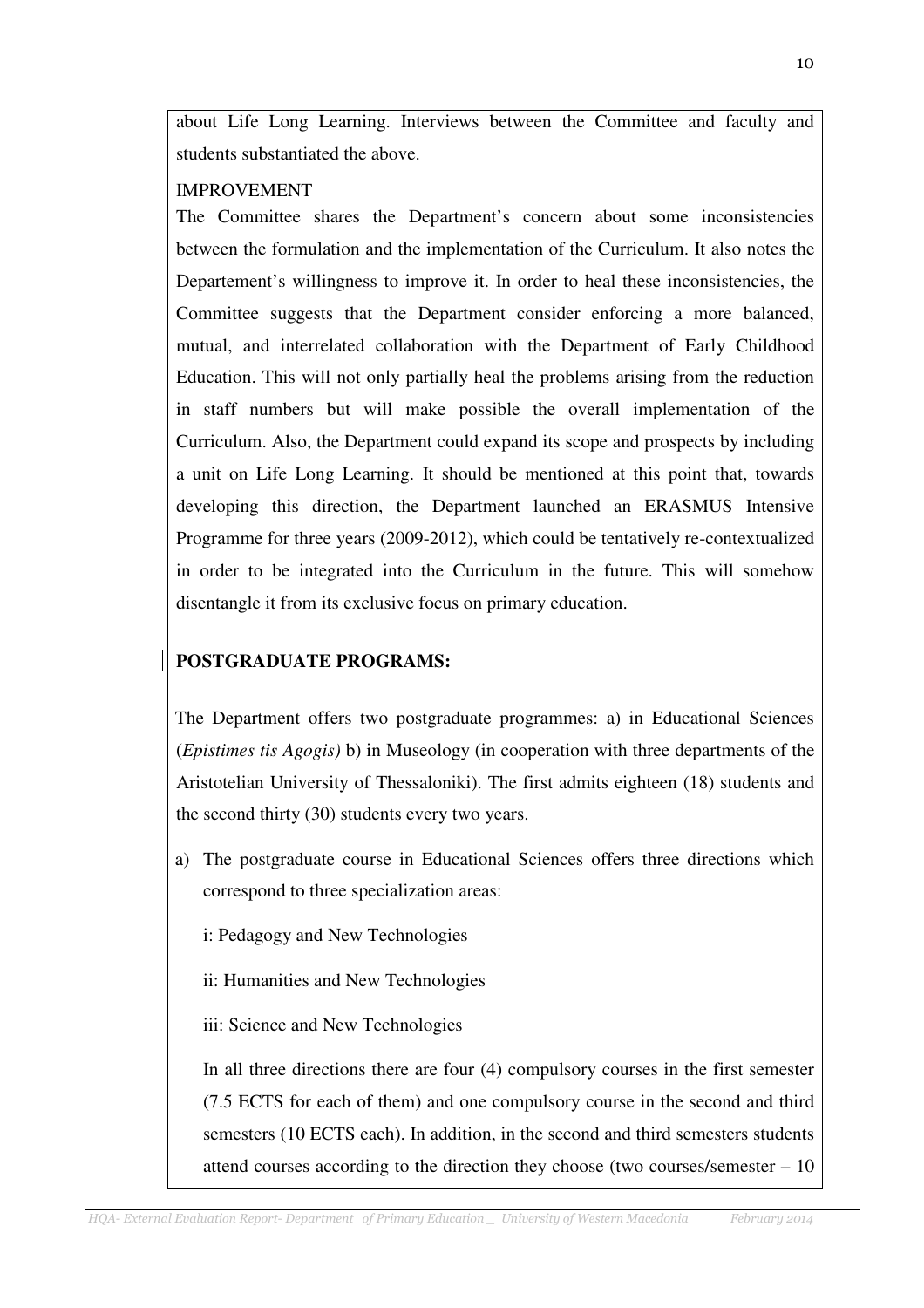about Life Long Learning. Interviews between the Committee and faculty and students substantiated the above.

IMPROVEMENT

The Committee shares the Department's concern about some inconsistencies between the formulation and the implementation of the Curriculum. It also notes the Departement's willingness to improve it. In order to heal these inconsistencies, the Committee suggests that the Department consider enforcing a more balanced, mutual, and interrelated collaboration with the Department of Early Childhood Education. This will not only partially heal the problems arising from the reduction in staff numbers but will make possible the overall implementation of the Curriculum. Also, the Department could expand its scope and prospects by including a unit on Life Long Learning. It should be mentioned at this point that, towards developing this direction, the Department launched an ERASMUS Intensive Programme for three years (2009-2012), which could be tentatively re-contextualized in order to be integrated into the Curriculum in the future. This will somehow disentangle it from its exclusive focus on primary education.

**POSTGRADUATE PROGRAMS:**

The Department offers two postgraduate programmes: a) in Educational Sciences (*Epistimes tis Agogis)* b) in Museology (in cooperation with three departments of the Aristotelian University of Thessaloniki). The first admits eighteen (18) students and the second thirty (30) students every two years.

a) The postgraduate course in Educational Sciences offers three directions which correspond to three specialization areas:

   i: Pedagogy and New Technologies

   ii: Humanities and New Technologies

   iii: Science and New Technologies

   In all three directions there are four (4) compulsory courses in the first semester (7.5 ECTS for each of them) and one compulsory course in the second and third semesters (10 ECTS each). In addition, in the second and third semesters students attend courses according to the direction they choose (two courses/semester – 10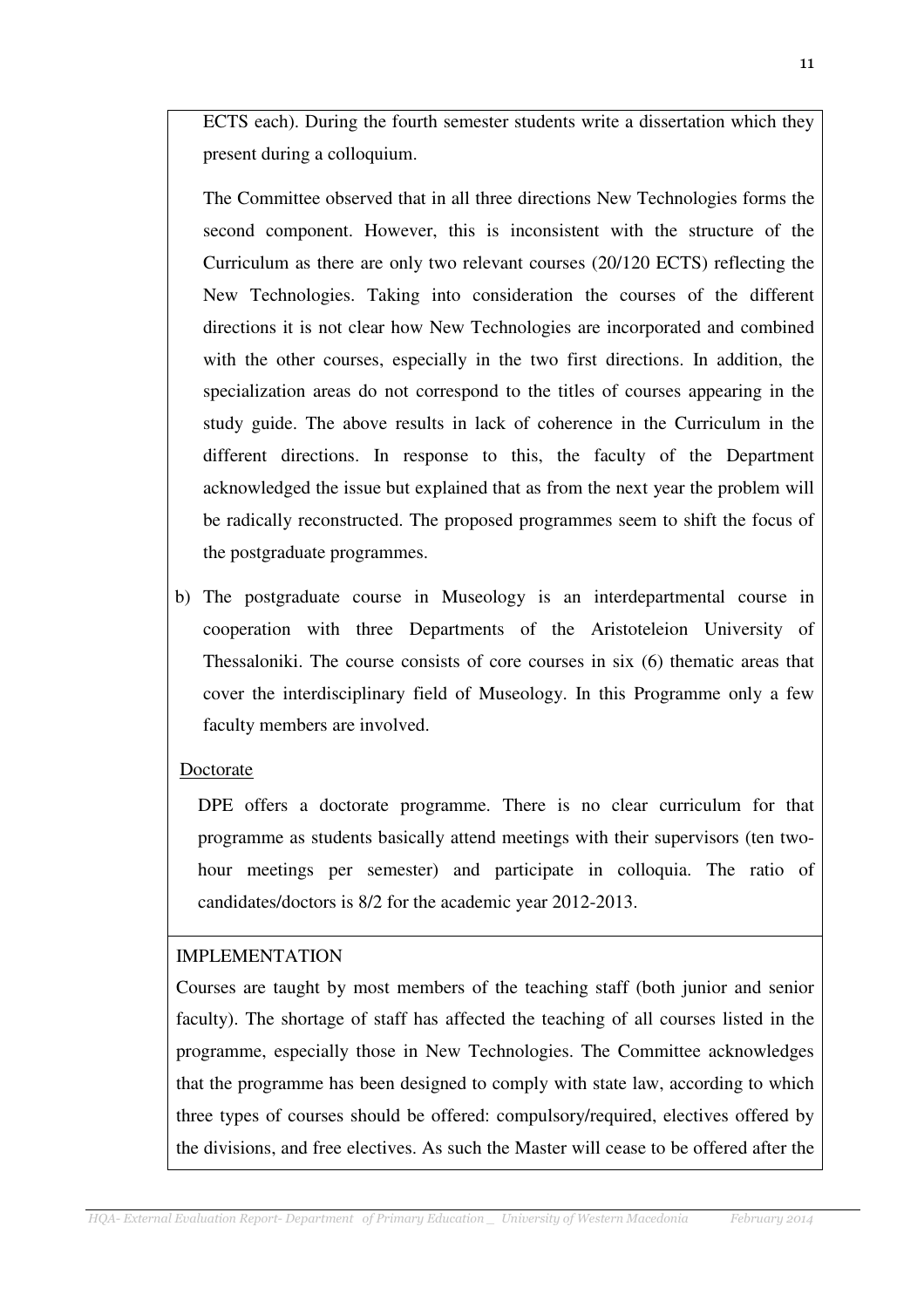ECTS each). During the fourth semester students write a dissertation which they present during a colloquium.

The Committee observed that in all three directions New Technologies forms the second component. However, this is inconsistent with the structure of the Curriculum as there are only two relevant courses (20/120 ECTS) reflecting the New Technologies. Taking into consideration the courses of the different directions it is not clear how New Technologies are incorporated and combined with the other courses, especially in the two first directions. In addition, the specialization areas do not correspond to the titles of courses appearing in the study guide. The above results in lack of coherence in the Curriculum in the different directions. In response to this, the faculty of the Department acknowledged the issue but explained that as from the next year the problem will be radically reconstructed. The proposed programmes seem to shift the focus of the postgraduate programmes.

b) The postgraduate course in Museology is an interdepartmental course in cooperation with three Departments of the Aristoteleion University of Thessaloniki. The course consists of core courses in six (6) thematic areas that cover the interdisciplinary field of Museology. In this Programme only a few faculty members are involved.

Doctorate

DPE offers a doctorate programme. There is no clear curriculum for that programme as students basically attend meetings with their supervisors (ten two-hour meetings per semester) and participate in colloquia. The ratio of candidates/doctors is 8/2 for the academic year 2012-2013.

IMPLEMENTATION

Courses are taught by most members of the teaching staff (both junior and senior faculty). The shortage of staff has affected the teaching of all courses listed in the programme, especially those in New Technologies. The Committee acknowledges that the programme has been designed to comply with state law, according to which three types of courses should be offered: compulsory/required, electives offered by the divisions, and free electives. As such the Master will cease to be offered after the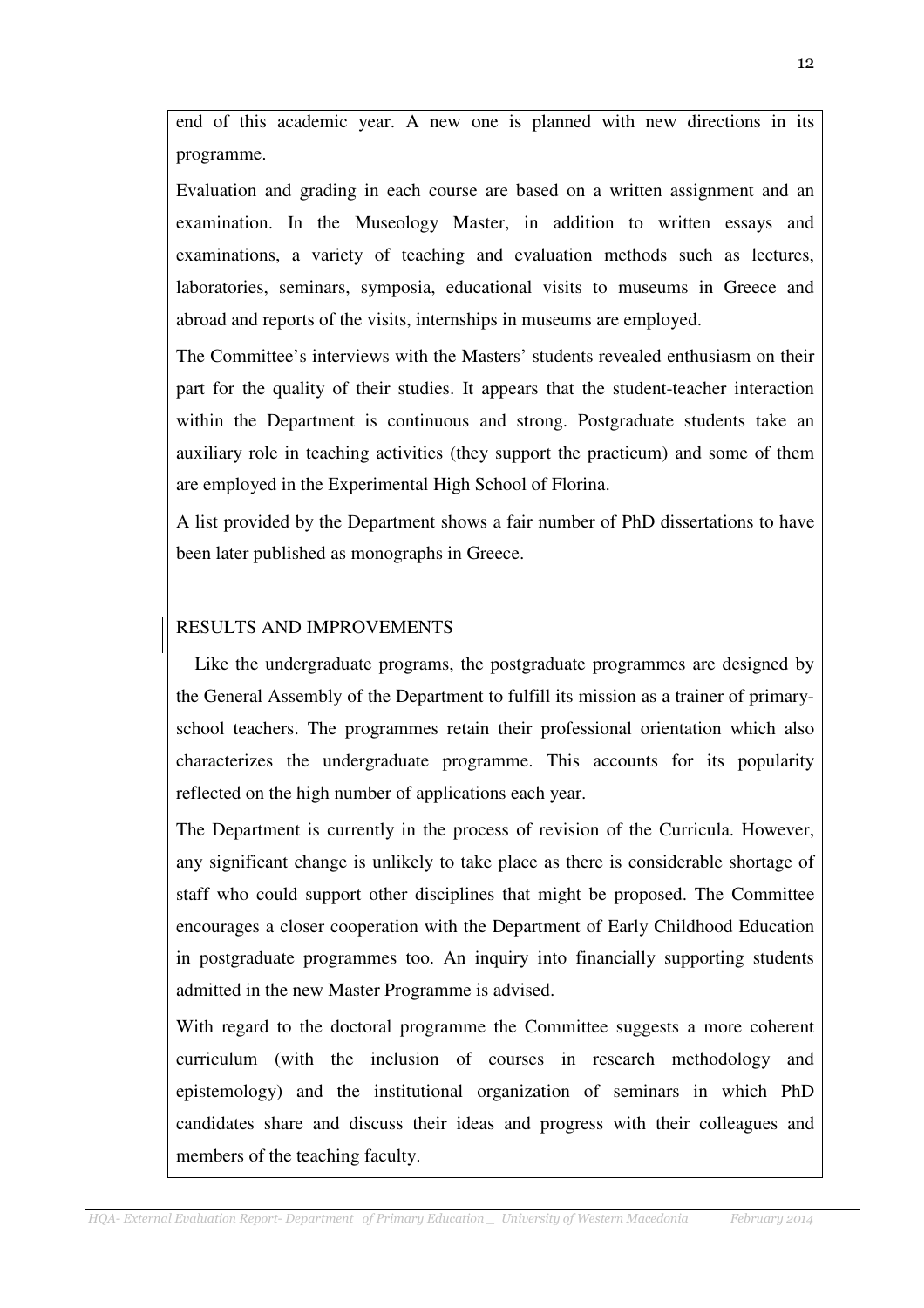end of this academic year. A new one is planned with new directions in its programme.

Evaluation and grading in each course are based on a written assignment and an examination. In the Museology Master, in addition to written essays and examinations, a variety of teaching and evaluation methods such as lectures, laboratories, seminars, symposia, educational visits to museums in Greece and abroad and reports of the visits, internships in museums are employed.

The Committee's interviews with the Masters' students revealed enthusiasm on their part for the quality of their studies. It appears that the student-teacher interaction within the Department is continuous and strong. Postgraduate students take an auxiliary role in teaching activities (they support the practicum) and some of them are employed in the Experimental High School of Florina.

A list provided by the Department shows a fair number of PhD dissertations to have been later published as monographs in Greece.

## RESULTS AND IMPROVEMENTS

Like the undergraduate programs, the postgraduate programmes are designed by the General Assembly of the Department to fulfill its mission as a trainer of primary-school teachers. The programmes retain their professional orientation which also characterizes the undergraduate programme. This accounts for its popularity reflected on the high number of applications each year.

The Department is currently in the process of revision of the Curricula. However, any significant change is unlikely to take place as there is considerable shortage of staff who could support other disciplines that might be proposed. The Committee encourages a closer cooperation with the Department of Early Childhood Education in postgraduate programmes too. An inquiry into financially supporting students admitted in the new Master Programme is advised.

With regard to the doctoral programme the Committee suggests a more coherent curriculum (with the inclusion of courses in research methodology and epistemology) and the institutional organization of seminars in which PhD candidates share and discuss their ideas and progress with their colleagues and members of the teaching faculty.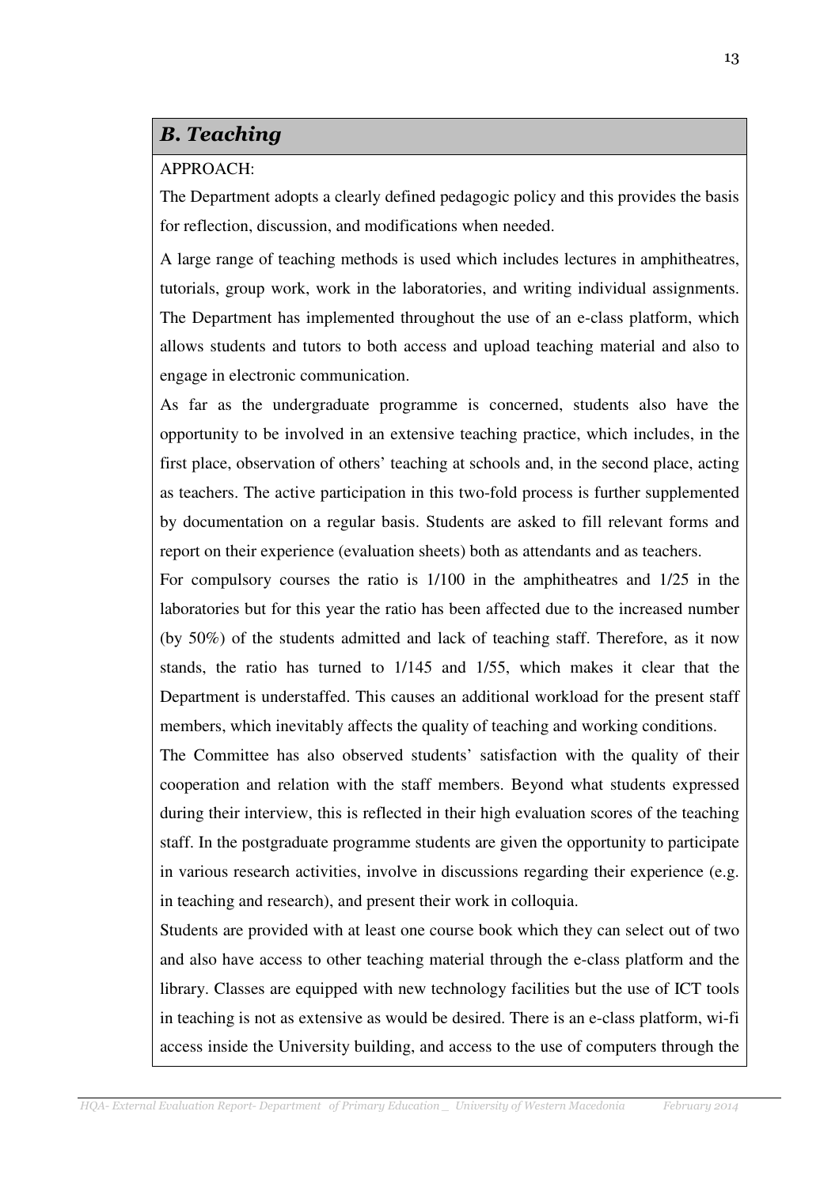## *B. Teaching*

APPROACH:

The Department adopts a clearly defined pedagogic policy and this provides the basis for reflection, discussion, and modifications when needed.

A large range of teaching methods is used which includes lectures in amphitheatres, tutorials, group work, work in the laboratories, and writing individual assignments. The Department has implemented throughout the use of an e-class platform, which allows students and tutors to both access and upload teaching material and also to engage in electronic communication.

As far as the undergraduate programme is concerned, students also have the opportunity to be involved in an extensive teaching practice, which includes, in the first place, observation of others' teaching at schools and, in the second place, acting as teachers. The active participation in this two-fold process is further supplemented by documentation on a regular basis. Students are asked to fill relevant forms and report on their experience (evaluation sheets) both as attendants and as teachers.

For compulsory courses the ratio is 1/100 in the amphitheatres and 1/25 in the laboratories but for this year the ratio has been affected due to the increased number (by 50%) of the students admitted and lack of teaching staff. Therefore, as it now stands, the ratio has turned to 1/145 and 1/55, which makes it clear that the Department is understaffed. This causes an additional workload for the present staff members, which inevitably affects the quality of teaching and working conditions.

The Committee has also observed students' satisfaction with the quality of their cooperation and relation with the staff members. Beyond what students expressed during their interview, this is reflected in their high evaluation scores of the teaching staff. In the postgraduate programme students are given the opportunity to participate in various research activities, involve in discussions regarding their experience (e.g. in teaching and research), and present their work in colloquia.

Students are provided with at least one course book which they can select out of two and also have access to other teaching material through the e-class platform and the library. Classes are equipped with new technology facilities but the use of ICT tools in teaching is not as extensive as would be desired. There is an e-class platform, wi-fi access inside the University building, and access to the use of computers through the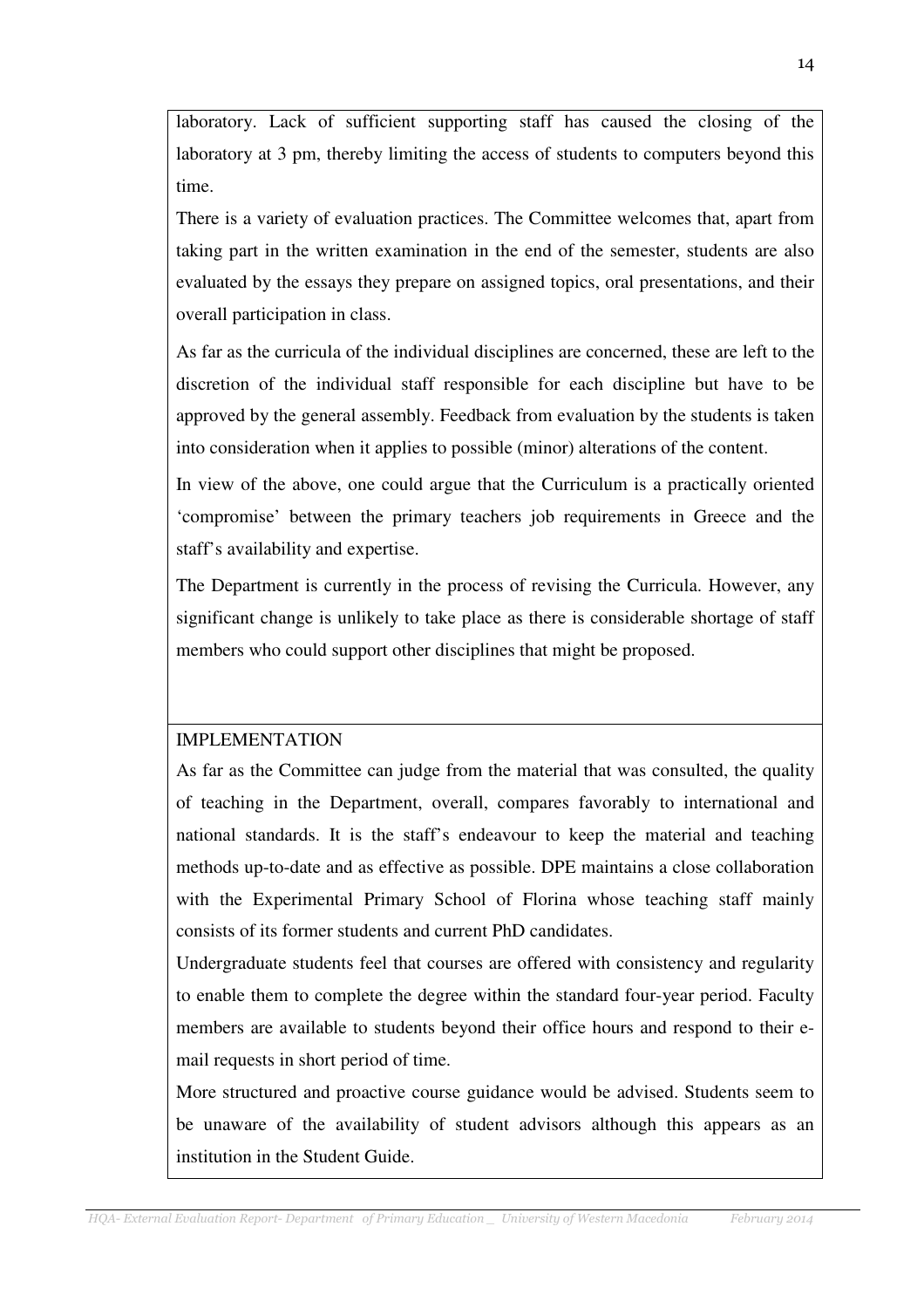laboratory. Lack of sufficient supporting staff has caused the closing of the laboratory at 3 pm, thereby limiting the access of students to computers beyond this time.

There is a variety of evaluation practices. The Committee welcomes that, apart from taking part in the written examination in the end of the semester, students are also evaluated by the essays they prepare on assigned topics, oral presentations, and their overall participation in class.

As far as the curricula of the individual disciplines are concerned, these are left to the discretion of the individual staff responsible for each discipline but have to be approved by the general assembly. Feedback from evaluation by the students is taken into consideration when it applies to possible (minor) alterations of the content.

In view of the above, one could argue that the Curriculum is a practically oriented 'compromise' between the primary teachers job requirements in Greece and the staff's availability and expertise.

The Department is currently in the process of revising the Curricula. However, any significant change is unlikely to take place as there is considerable shortage of staff members who could support other disciplines that might be proposed.

## IMPLEMENTATION

As far as the Committee can judge from the material that was consulted, the quality of teaching in the Department, overall, compares favorably to international and national standards. It is the staff's endeavour to keep the material and teaching methods up-to-date and as effective as possible. DPE maintains a close collaboration with the Experimental Primary School of Florina whose teaching staff mainly consists of its former students and current PhD candidates.

Undergraduate students feel that courses are offered with consistency and regularity to enable them to complete the degree within the standard four-year period. Faculty members are available to students beyond their office hours and respond to their e-mail requests in short period of time.

More structured and proactive course guidance would be advised. Students seem to be unaware of the availability of student advisors although this appears as an institution in the Student Guide.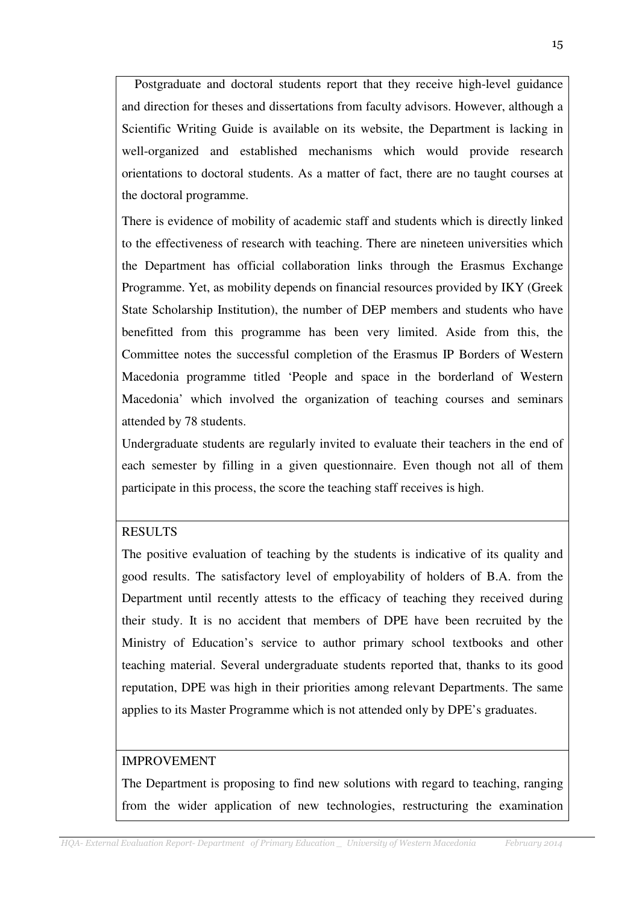Postgraduate and doctoral students report that they receive high-level guidance and direction for theses and dissertations from faculty advisors. However, although a Scientific Writing Guide is available on its website, the Department is lacking in well-organized and established mechanisms which would provide research orientations to doctoral students. As a matter of fact, there are no taught courses at the doctoral programme.

There is evidence of mobility of academic staff and students which is directly linked to the effectiveness of research with teaching. There are nineteen universities which the Department has official collaboration links through the Erasmus Exchange Programme. Yet, as mobility depends on financial resources provided by IKY (Greek State Scholarship Institution), the number of DEP members and students who have benefitted from this programme has been very limited. Aside from this, the Committee notes the successful completion of the Erasmus IP Borders of Western Macedonia programme titled 'People and space in the borderland of Western Macedonia' which involved the organization of teaching courses and seminars attended by 78 students.

Undergraduate students are regularly invited to evaluate their teachers in the end of each semester by filling in a given questionnaire. Even though not all of them participate in this process, the score the teaching staff receives is high.

RESULTS

The positive evaluation of teaching by the students is indicative of its quality and good results. The satisfactory level of employability of holders of B.A. from the Department until recently attests to the efficacy of teaching they received during their study. It is no accident that members of DPE have been recruited by the Ministry of Education's service to author primary school textbooks and other teaching material. Several undergraduate students reported that, thanks to its good reputation, DPE was high in their priorities among relevant Departments. The same applies to its Master Programme which is not attended only by DPE's graduates.

IMPROVEMENT

The Department is proposing to find new solutions with regard to teaching, ranging from the wider application of new technologies, restructuring the examination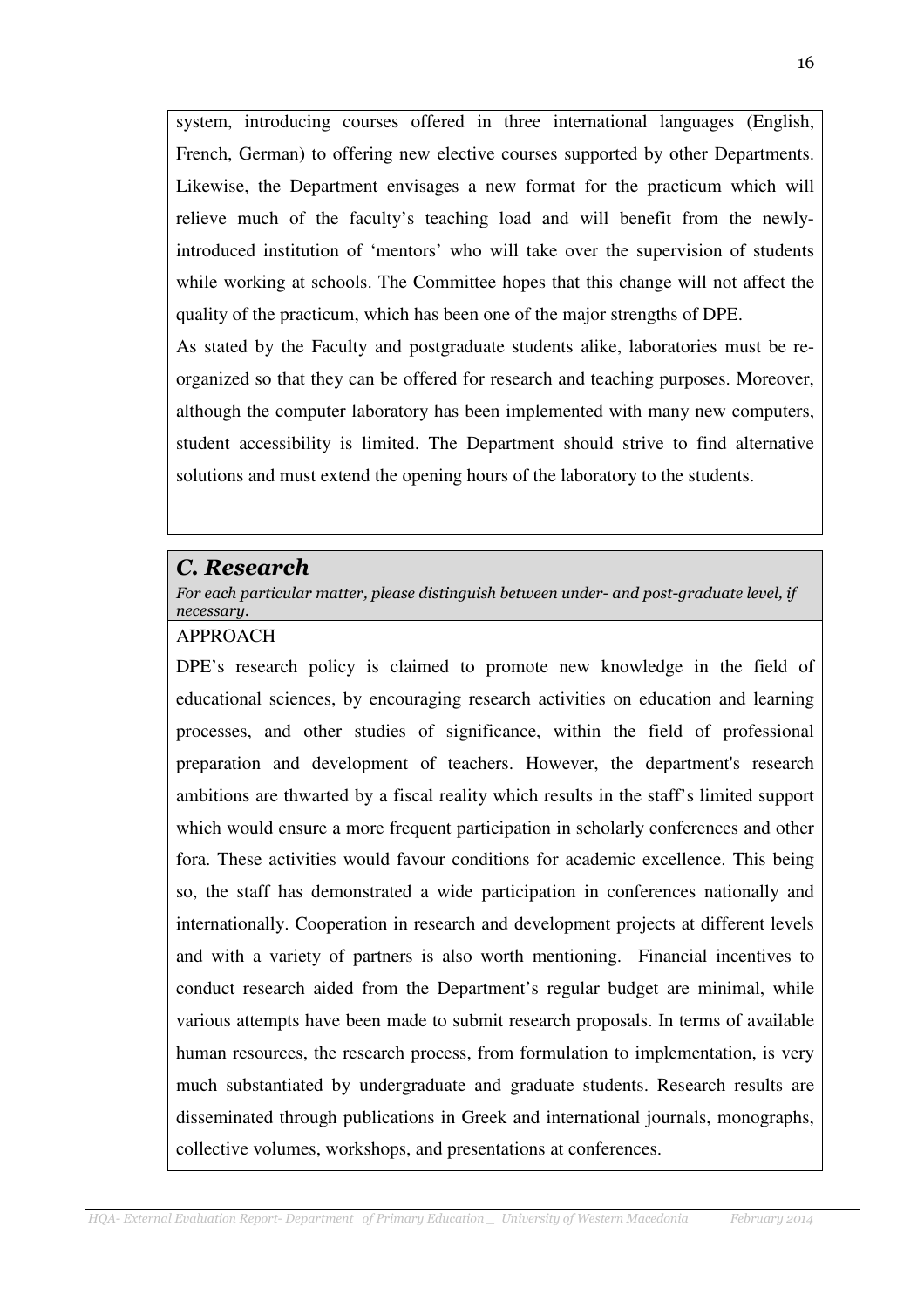system, introducing courses offered in three international languages (English, French, German) to offering new elective courses supported by other Departments. Likewise, the Department envisages a new format for the practicum which will relieve much of the faculty's teaching load and will benefit from the newly-introduced institution of 'mentors' who will take over the supervision of students while working at schools. The Committee hopes that this change will not affect the quality of the practicum, which has been one of the major strengths of DPE.

As stated by the Faculty and postgraduate students alike, laboratories must be re-organized so that they can be offered for research and teaching purposes. Moreover, although the computer laboratory has been implemented with many new computers, student accessibility is limited. The Department should strive to find alternative solutions and must extend the opening hours of the laboratory to the students.

## *C. Research*

*For each particular matter, please distinguish between under- and post-graduate level, if necessary.*

APPROACH

DPE's research policy is claimed to promote new knowledge in the field of educational sciences, by encouraging research activities on education and learning processes, and other studies of significance, within the field of professional preparation and development of teachers. However, the department's research ambitions are thwarted by a fiscal reality which results in the staff's limited support which would ensure a more frequent participation in scholarly conferences and other fora. These activities would favour conditions for academic excellence. This being so, the staff has demonstrated a wide participation in conferences nationally and internationally. Cooperation in research and development projects at different levels and with a variety of partners is also worth mentioning. Financial incentives to conduct research aided from the Department's regular budget are minimal, while various attempts have been made to submit research proposals. In terms of available human resources, the research process, from formulation to implementation, is very much substantiated by undergraduate and graduate students. Research results are disseminated through publications in Greek and international journals, monographs, collective volumes, workshops, and presentations at conferences.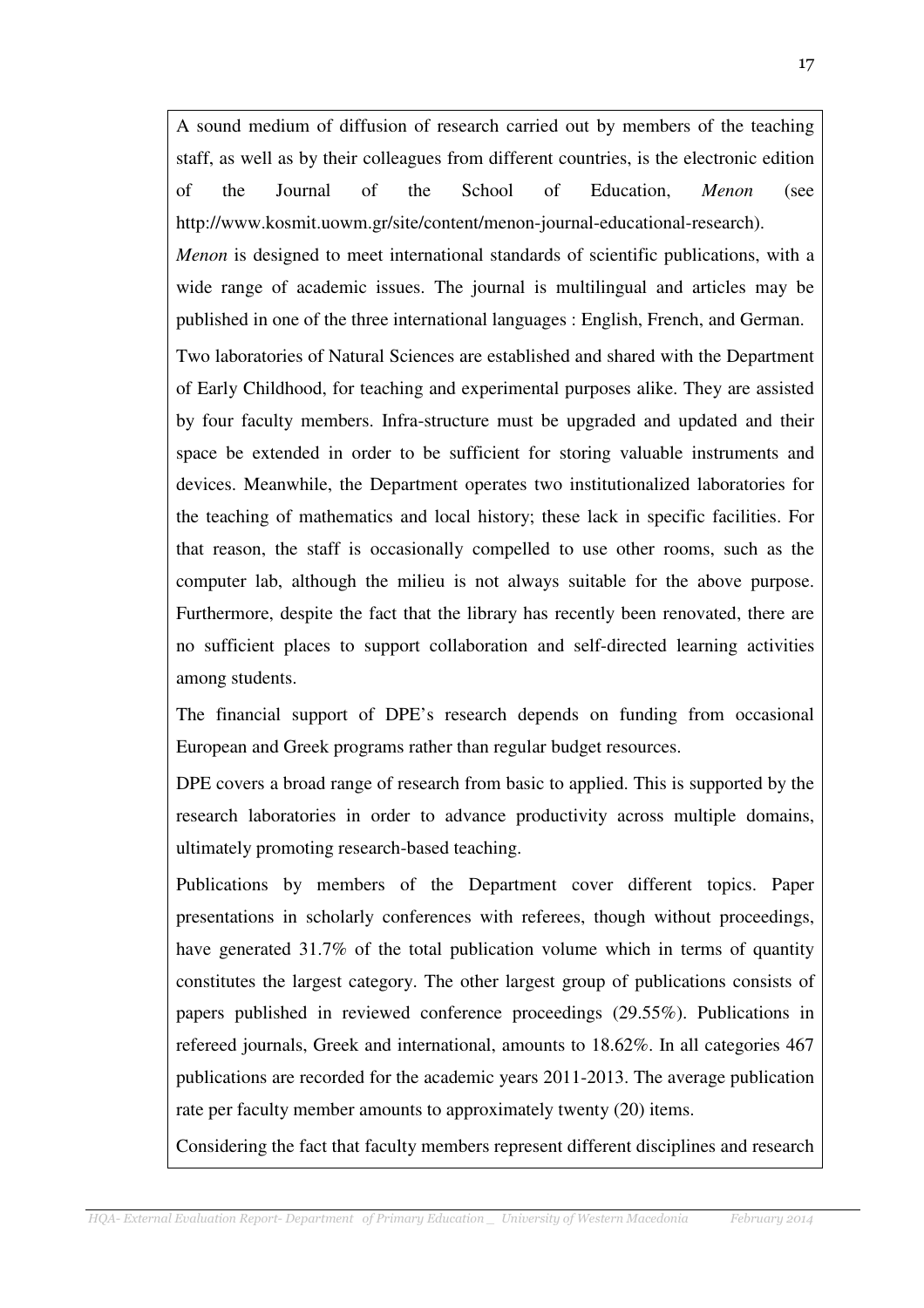A sound medium of diffusion of research carried out by members of the teaching staff, as well as by their colleagues from different countries, is the electronic edition of the Journal of the School of Education, *Menon* (see http://www.kosmit.uowm.gr/site/content/menon-journal-educational-research).

*Menon* is designed to meet international standards of scientific publications, with a wide range of academic issues. The journal is multilingual and articles may be published in one of the three international languages : English, French, and German.

Two laboratories of Natural Sciences are established and shared with the Department of Early Childhood, for teaching and experimental purposes alike. They are assisted by four faculty members. Infra-structure must be upgraded and updated and their space be extended in order to be sufficient for storing valuable instruments and devices. Meanwhile, the Department operates two institutionalized laboratories for the teaching of mathematics and local history; these lack in specific facilities. For that reason, the staff is occasionally compelled to use other rooms, such as the computer lab, although the milieu is not always suitable for the above purpose. Furthermore, despite the fact that the library has recently been renovated, there are no sufficient places to support collaboration and self-directed learning activities among students.

The financial support of DPE's research depends on funding from occasional European and Greek programs rather than regular budget resources.

DPE covers a broad range of research from basic to applied. This is supported by the research laboratories in order to advance productivity across multiple domains, ultimately promoting research-based teaching.

Publications by members of the Department cover different topics. Paper presentations in scholarly conferences with referees, though without proceedings, have generated 31.7% of the total publication volume which in terms of quantity constitutes the largest category. The other largest group of publications consists of papers published in reviewed conference proceedings (29.55%). Publications in refereed journals, Greek and international, amounts to 18.62%. In all categories 467 publications are recorded for the academic years 2011-2013. The average publication rate per faculty member amounts to approximately twenty (20) items.

Considering the fact that faculty members represent different disciplines and research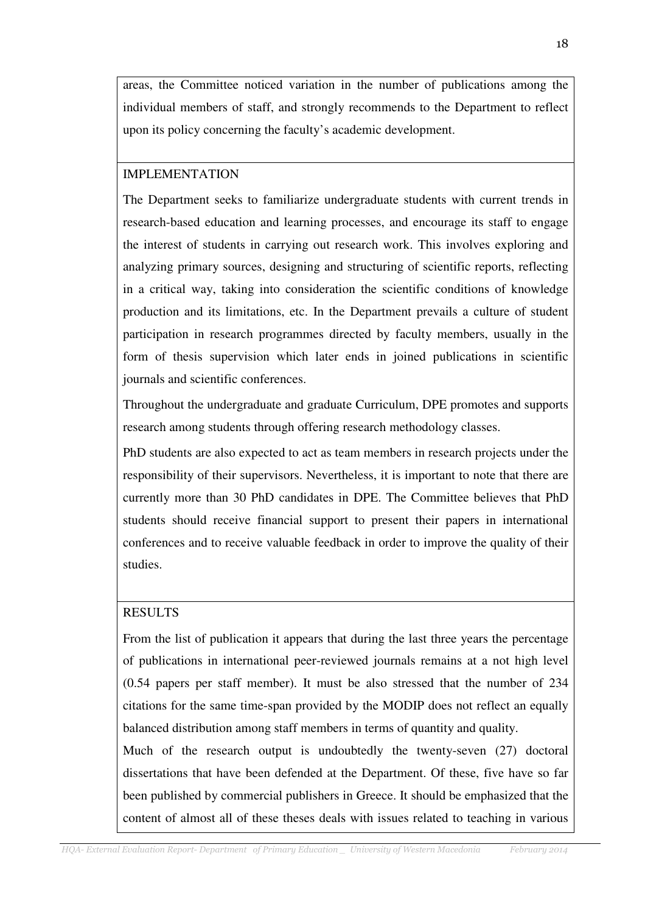areas, the Committee noticed variation in the number of publications among the individual members of staff, and strongly recommends to the Department to reflect upon its policy concerning the faculty's academic development.

## IMPLEMENTATION

The Department seeks to familiarize undergraduate students with current trends in research-based education and learning processes, and encourage its staff to engage the interest of students in carrying out research work. This involves exploring and analyzing primary sources, designing and structuring of scientific reports, reflecting in a critical way, taking into consideration the scientific conditions of knowledge production and its limitations, etc. In the Department prevails a culture of student participation in research programmes directed by faculty members, usually in the form of thesis supervision which later ends in joined publications in scientific journals and scientific conferences.

Throughout the undergraduate and graduate Curriculum, DPE promotes and supports research among students through offering research methodology classes.

PhD students are also expected to act as team members in research projects under the responsibility of their supervisors. Nevertheless, it is important to note that there are currently more than 30 PhD candidates in DPE. The Committee believes that PhD students should receive financial support to present their papers in international conferences and to receive valuable feedback in order to improve the quality of their studies.

## RESULTS

From the list of publication it appears that during the last three years the percentage of publications in international peer-reviewed journals remains at a not high level (0.54 papers per staff member). It must be also stressed that the number of 234 citations for the same time-span provided by the MODIP does not reflect an equally balanced distribution among staff members in terms of quantity and quality.

Much of the research output is undoubtedly the twenty-seven (27) doctoral dissertations that have been defended at the Department. Of these, five have so far been published by commercial publishers in Greece. It should be emphasized that the content of almost all of these theses deals with issues related to teaching in various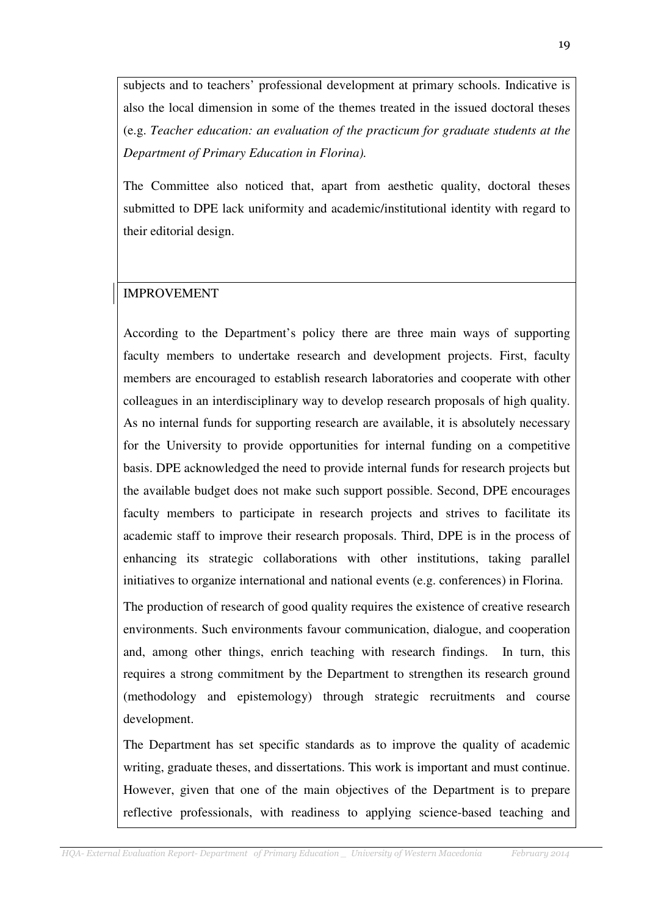subjects and to teachers' professional development at primary schools. Indicative is also the local dimension in some of the themes treated in the issued doctoral theses (e.g. *Teacher education: an evaluation of the practicum for graduate students at the Department of Primary Education in Florina).*

The Committee also noticed that, apart from aesthetic quality, doctoral theses submitted to DPE lack uniformity and academic/institutional identity with regard to their editorial design.

IMPROVEMENT

According to the Department's policy there are three main ways of supporting faculty members to undertake research and development projects. First, faculty members are encouraged to establish research laboratories and cooperate with other colleagues in an interdisciplinary way to develop research proposals of high quality. As no internal funds for supporting research are available, it is absolutely necessary for the University to provide opportunities for internal funding on a competitive basis. DPE acknowledged the need to provide internal funds for research projects but the available budget does not make such support possible. Second, DPE encourages faculty members to participate in research projects and strives to facilitate its academic staff to improve their research proposals. Third, DPE is in the process of enhancing its strategic collaborations with other institutions, taking parallel initiatives to organize international and national events (e.g. conferences) in Florina.

The production of research of good quality requires the existence of creative research environments. Such environments favour communication, dialogue, and cooperation and, among other things, enrich teaching with research findings. In turn, this requires a strong commitment by the Department to strengthen its research ground (methodology and epistemology) through strategic recruitments and course development.

The Department has set specific standards as to improve the quality of academic writing, graduate theses, and dissertations. This work is important and must continue. However, given that one of the main objectives of the Department is to prepare reflective professionals, with readiness to applying science-based teaching and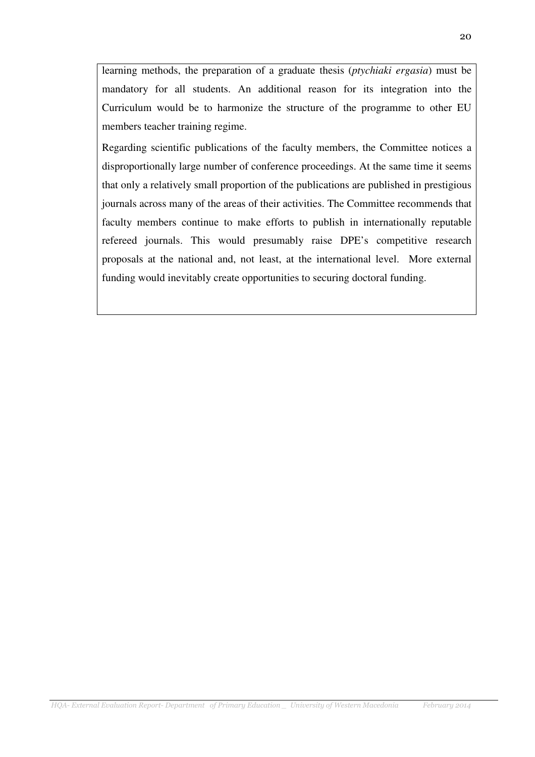learning methods, the preparation of a graduate thesis (*ptychiaki ergasia*) must be mandatory for all students. An additional reason for its integration into the Curriculum would be to harmonize the structure of the programme to other EU members teacher training regime.

Regarding scientific publications of the faculty members, the Committee notices a disproportionally large number of conference proceedings. At the same time it seems that only a relatively small proportion of the publications are published in prestigious journals across many of the areas of their activities. The Committee recommends that faculty members continue to make efforts to publish in internationally reputable refereed journals. This would presumably raise DPE's competitive research proposals at the national and, not least, at the international level. More external funding would inevitably create opportunities to securing doctoral funding.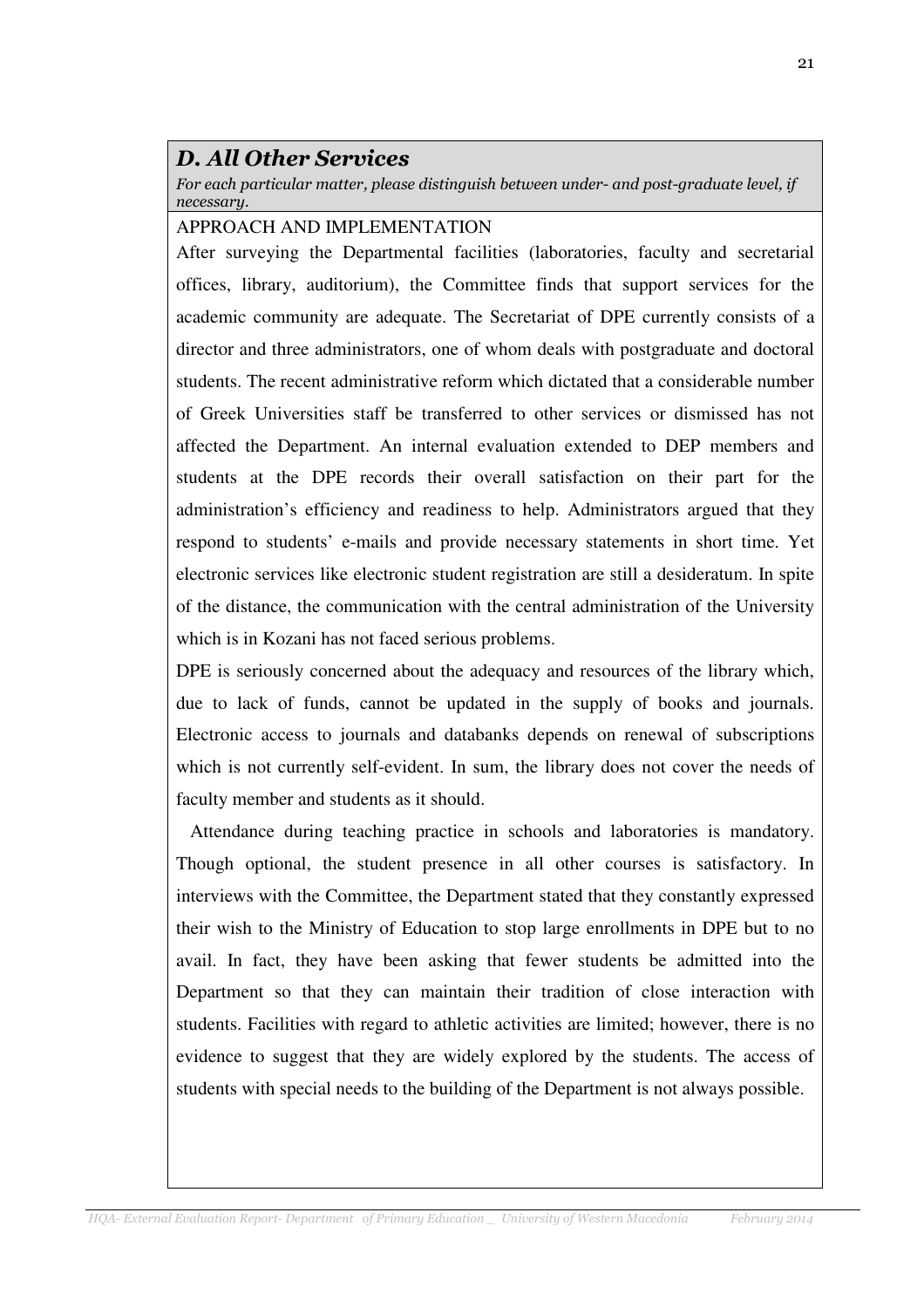## D. All Other Services

*For each particular matter, please distinguish between under- and post-graduate level, if necessary.*

APPROACH AND IMPLEMENTATION

After surveying the Departmental facilities (laboratories, faculty and secretarial offices, library, auditorium), the Committee finds that support services for the academic community are adequate. The Secretariat of DPE currently consists of a director and three administrators, one of whom deals with postgraduate and doctoral students. The recent administrative reform which dictated that a considerable number of Greek Universities staff be transferred to other services or dismissed has not affected the Department. An internal evaluation extended to DEP members and students at the DPE records their overall satisfaction on their part for the administration's efficiency and readiness to help. Administrators argued that they respond to students' e-mails and provide necessary statements in short time. Yet electronic services like electronic student registration are still a desideratum. In spite of the distance, the communication with the central administration of the University which is in Kozani has not faced serious problems.

DPE is seriously concerned about the adequacy and resources of the library which, due to lack of funds, cannot be updated in the supply of books and journals. Electronic access to journals and databanks depends on renewal of subscriptions which is not currently self-evident. In sum, the library does not cover the needs of faculty member and students as it should.

Attendance during teaching practice in schools and laboratories is mandatory. Though optional, the student presence in all other courses is satisfactory. In interviews with the Committee, the Department stated that they constantly expressed their wish to the Ministry of Education to stop large enrollments in DPE but to no avail. In fact, they have been asking that fewer students be admitted into the Department so that they can maintain their tradition of close interaction with students. Facilities with regard to athletic activities are limited; however, there is no evidence to suggest that they are widely explored by the students. The access of students with special needs to the building of the Department is not always possible.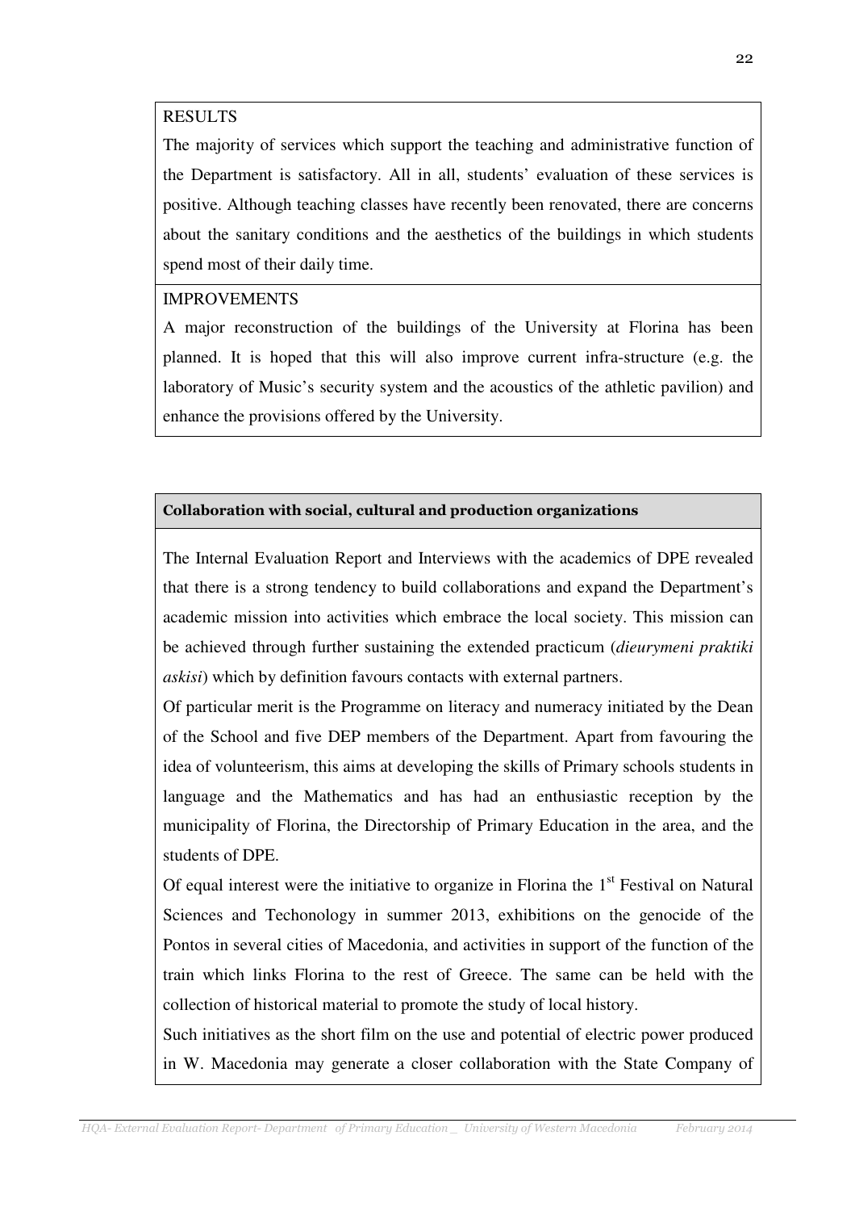RESULTS

The majority of services which support the teaching and administrative function of the Department is satisfactory. All in all, students' evaluation of these services is positive. Although teaching classes have recently been renovated, there are concerns about the sanitary conditions and the aesthetics of the buildings in which students spend most of their daily time.

IMPROVEMENTS

A major reconstruction of the buildings of the University at Florina has been planned. It is hoped that this will also improve current infra-structure (e.g. the laboratory of Music's security system and the acoustics of the athletic pavilion) and enhance the provisions offered by the University.

**Collaboration with social, cultural and production organizations**

The Internal Evaluation Report and Interviews with the academics of DPE revealed that there is a strong tendency to build collaborations and expand the Department's academic mission into activities which embrace the local society. This mission can be achieved through further sustaining the extended practicum (*dieurymeni praktiki askisi*) which by definition favours contacts with external partners.

Of particular merit is the Programme on literacy and numeracy initiated by the Dean of the School and five DEP members of the Department. Apart from favouring the idea of volunteerism, this aims at developing the skills of Primary schools students in language and the Mathematics and has had an enthusiastic reception by the municipality of Florina, the Directorship of Primary Education in the area, and the students of DPE.

Of equal interest were the initiative to organize in Florina the 1st Festival on Natural Sciences and Techonology in summer 2013, exhibitions on the genocide of the Pontos in several cities of Macedonia, and activities in support of the function of the train which links Florina to the rest of Greece. The same can be held with the collection of historical material to promote the study of local history.

Such initiatives as the short film on the use and potential of electric power produced in W. Macedonia may generate a closer collaboration with the State Company of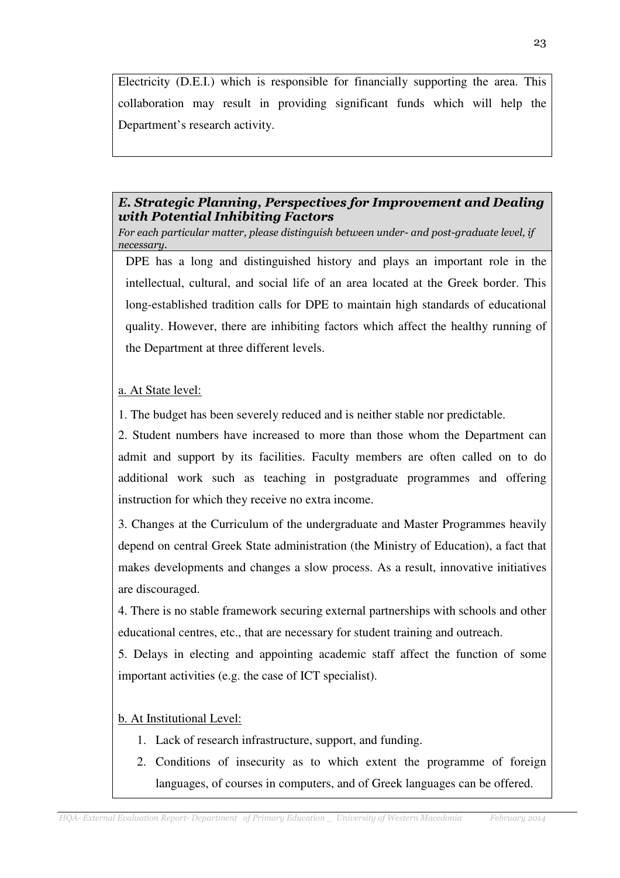Electricity (D.E.I.) which is responsible for financially supporting the area. This collaboration may result in providing significant funds which will help the Department's research activity.

### *E. Strategic Planning, Perspectives for Improvement and Dealing with Potential Inhibiting Factors*

*For each particular matter, please distinguish between under- and post-graduate level, if necessary.*

DPE has a long and distinguished history and plays an important role in the intellectual, cultural, and social life of an area located at the Greek border. This long-established tradition calls for DPE to maintain high standards of educational quality. However, there are inhibiting factors which affect the healthy running of the Department at three different levels.

<u>a. At State level:</u>

1. The budget has been severely reduced and is neither stable nor predictable.
2. Student numbers have increased to more than those whom the Department can admit and support by its facilities. Faculty members are often called on to do additional work such as teaching in postgraduate programmes and offering instruction for which they receive no extra income.
3. Changes at the Curriculum of the undergraduate and Master Programmes heavily depend on central Greek State administration (the Ministry of Education), a fact that makes developments and changes a slow process. As a result, innovative initiatives are discouraged.
4. There is no stable framework securing external partnerships with schools and other educational centres, etc., that are necessary for student training and outreach.
5. Delays in electing and appointing academic staff affect the function of some important activities (e.g. the case of ICT specialist).

<u>b. At Institutional Level:</u>

1. Lack of research infrastructure, support, and funding.
2. Conditions of insecurity as to which extent the programme of foreign languages, of courses in computers, and of Greek languages can be offered.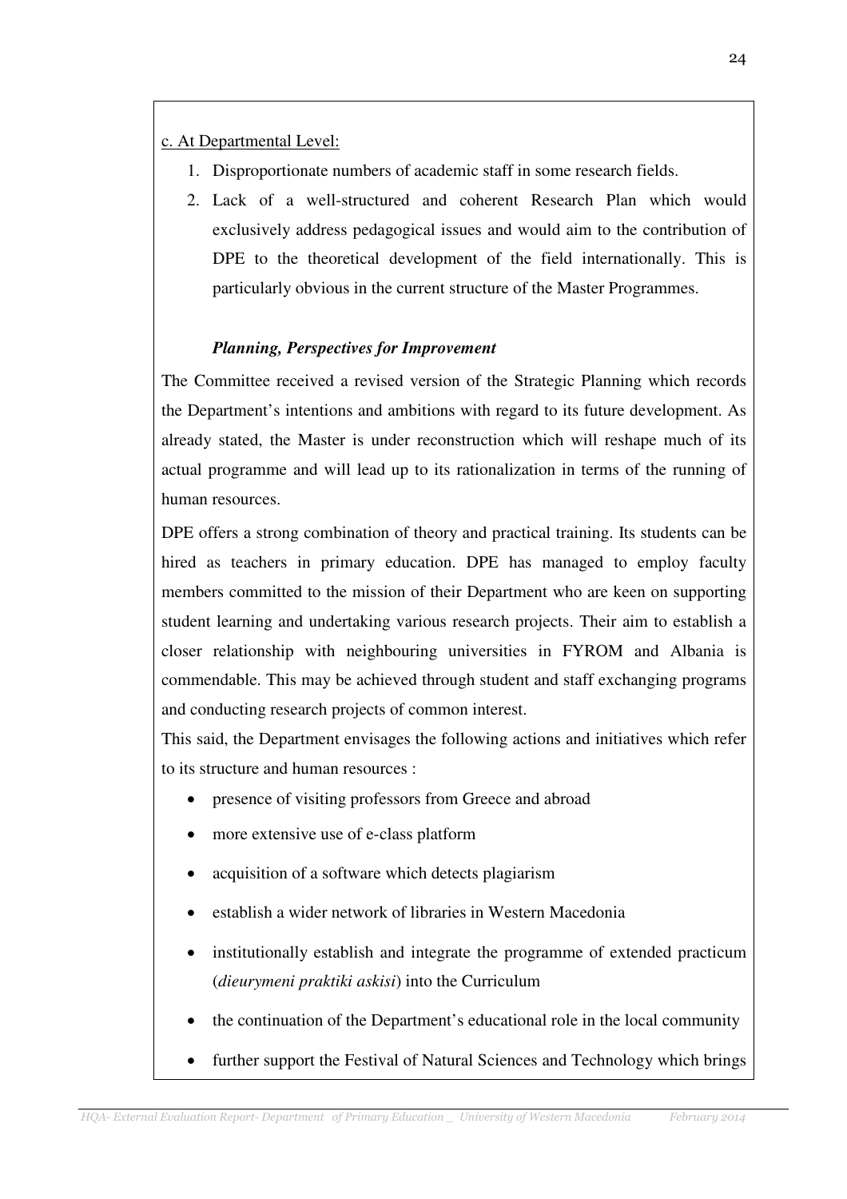c. At Departmental Level:

1. Disproportionate numbers of academic staff in some research fields.
2. Lack of a well-structured and coherent Research Plan which would exclusively address pedagogical issues and would aim to the contribution of DPE to the theoretical development of the field internationally. This is particularly obvious in the current structure of the Master Programmes.

***Planning, Perspectives for Improvement***

The Committee received a revised version of the Strategic Planning which records the Department's intentions and ambitions with regard to its future development. As already stated, the Master is under reconstruction which will reshape much of its actual programme and will lead up to its rationalization in terms of the running of human resources.

DPE offers a strong combination of theory and practical training. Its students can be hired as teachers in primary education. DPE has managed to employ faculty members committed to the mission of their Department who are keen on supporting student learning and undertaking various research projects. Their aim to establish a closer relationship with neighbouring universities in FYROM and Albania is commendable. This may be achieved through student and staff exchanging programs and conducting research projects of common interest.

This said, the Department envisages the following actions and initiatives which refer to its structure and human resources :

- presence of visiting professors from Greece and abroad
- more extensive use of e-class platform
- acquisition of a software which detects plagiarism
- establish a wider network of libraries in Western Macedonia
- institutionally establish and integrate the programme of extended practicum (*dieurymeni praktiki askisi*) into the Curriculum
- the continuation of the Department's educational role in the local community
- further support the Festival of Natural Sciences and Technology which brings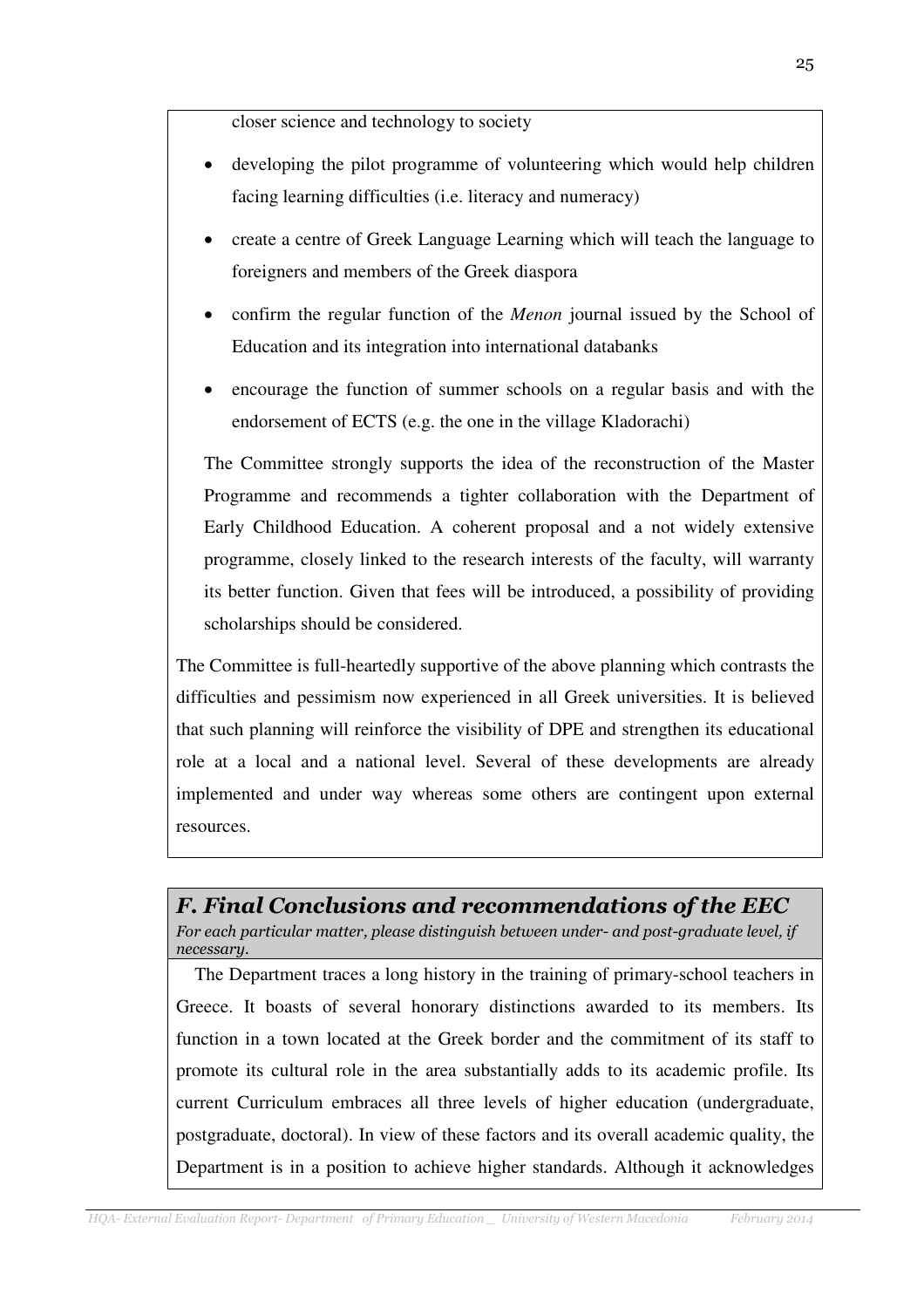closer science and technology to society

- developing the pilot programme of volunteering which would help children facing learning difficulties (i.e. literacy and numeracy)
- create a centre of Greek Language Learning which will teach the language to foreigners and members of the Greek diaspora
- confirm the regular function of the *Menon* journal issued by the School of Education and its integration into international databanks
- encourage the function of summer schools on a regular basis and with the endorsement of ECTS (e.g. the one in the village Kladorachi)

The Committee strongly supports the idea of the reconstruction of the Master Programme and recommends a tighter collaboration with the Department of Early Childhood Education. A coherent proposal and a not widely extensive programme, closely linked to the research interests of the faculty, will warranty its better function. Given that fees will be introduced, a possibility of providing scholarships should be considered.

The Committee is full-heartedly supportive of the above planning which contrasts the difficulties and pessimism now experienced in all Greek universities. It is believed that such planning will reinforce the visibility of DPE and strengthen its educational role at a local and a national level. Several of these developments are already implemented and under way whereas some others are contingent upon external resources.

## *F. Final Conclusions and recommendations of the EEC*

*For each particular matter, please distinguish between under- and post-graduate level, if necessary.*

The Department traces a long history in the training of primary-school teachers in Greece. It boasts of several honorary distinctions awarded to its members. Its function in a town located at the Greek border and the commitment of its staff to promote its cultural role in the area substantially adds to its academic profile. Its current Curriculum embraces all three levels of higher education (undergraduate, postgraduate, doctoral). In view of these factors and its overall academic quality, the Department is in a position to achieve higher standards. Although it acknowledges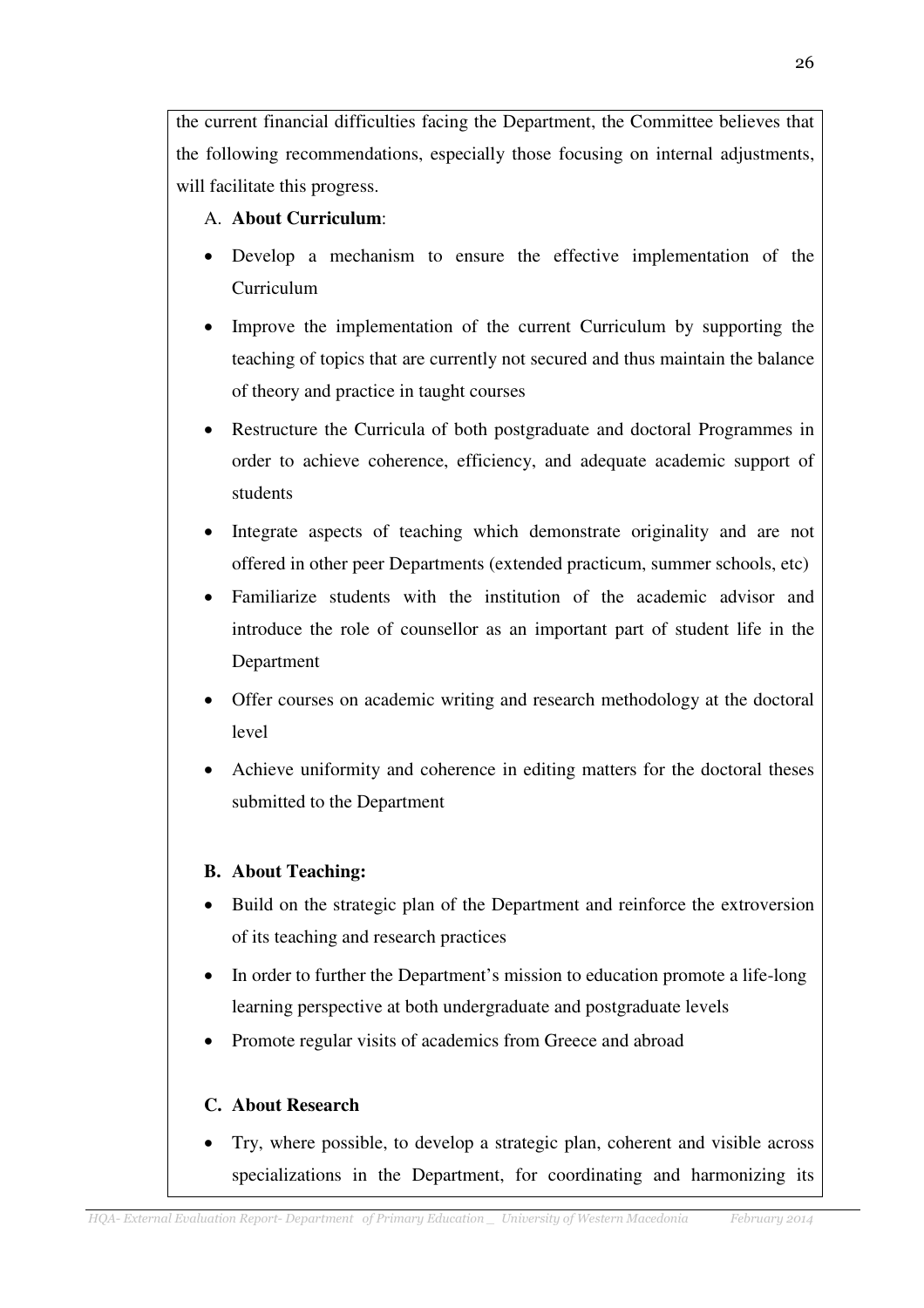the current financial difficulties facing the Department, the Committee believes that the following recommendations, especially those focusing on internal adjustments, will facilitate this progress.

A. **About Curriculum**:

- Develop a mechanism to ensure the effective implementation of the Curriculum
- Improve the implementation of the current Curriculum by supporting the teaching of topics that are currently not secured and thus maintain the balance of theory and practice in taught courses
- Restructure the Curricula of both postgraduate and doctoral Programmes in order to achieve coherence, efficiency, and adequate academic support of students
- Integrate aspects of teaching which demonstrate originality and are not offered in other peer Departments (extended practicum, summer schools, etc)
- Familiarize students with the institution of the academic advisor and introduce the role of counsellor as an important part of student life in the Department
- Offer courses on academic writing and research methodology at the doctoral level
- Achieve uniformity and coherence in editing matters for the doctoral theses submitted to the Department

**B. About Teaching:**

- Build on the strategic plan of the Department and reinforce the extroversion of its teaching and research practices
- In order to further the Department's mission to education promote a life-long learning perspective at both undergraduate and postgraduate levels
- Promote regular visits of academics from Greece and abroad

**C. About Research**

- Try, where possible, to develop a strategic plan, coherent and visible across specializations in the Department, for coordinating and harmonizing its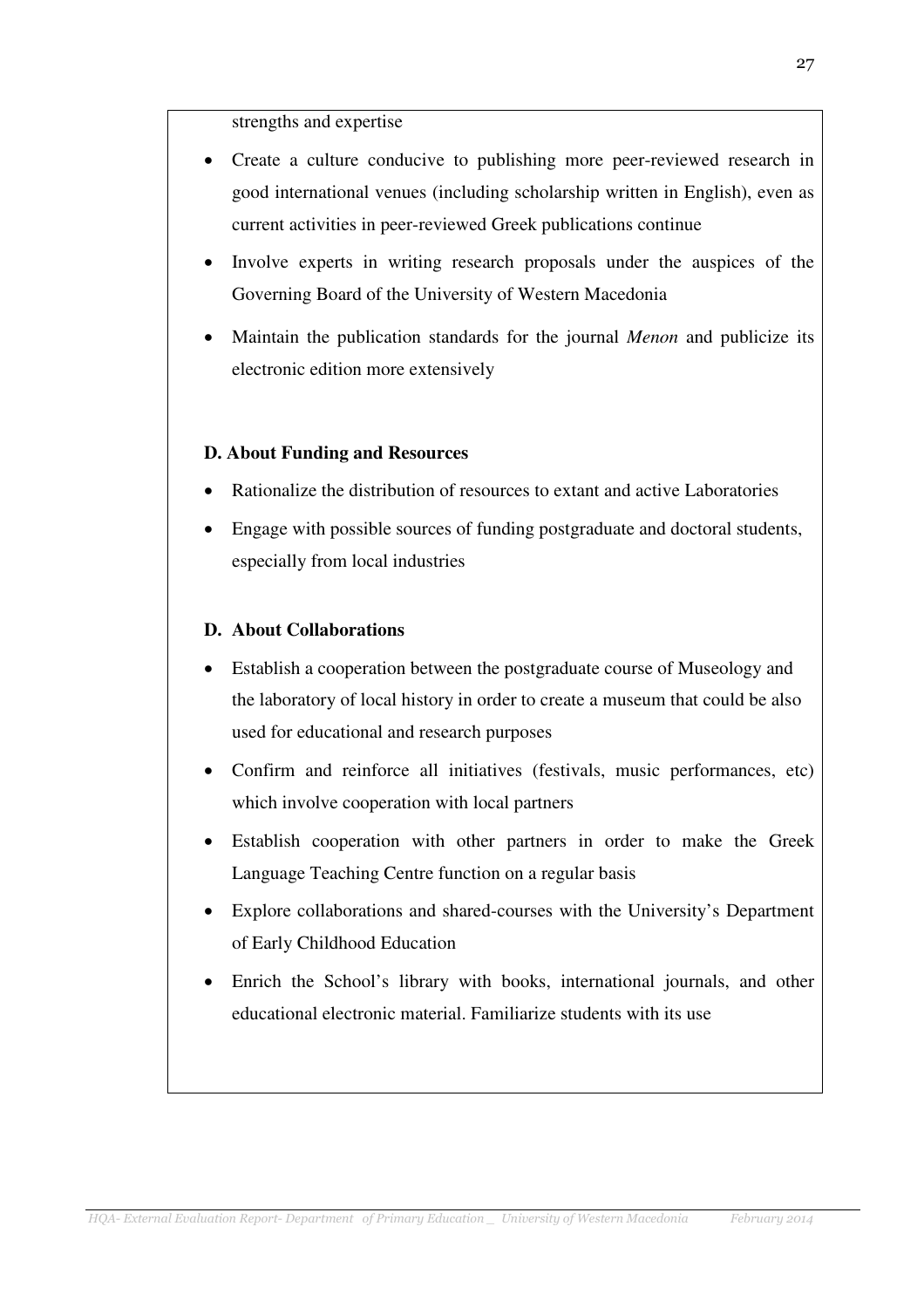strengths and expertise

- Create a culture conducive to publishing more peer-reviewed research in good international venues (including scholarship written in English), even as current activities in peer-reviewed Greek publications continue
- Involve experts in writing research proposals under the auspices of the Governing Board of the University of Western Macedonia
- Maintain the publication standards for the journal *Menon* and publicize its electronic edition more extensively

**D. About Funding and Resources**

- Rationalize the distribution of resources to extant and active Laboratories
- Engage with possible sources of funding postgraduate and doctoral students, especially from local industries

**D. About Collaborations**

- Establish a cooperation between the postgraduate course of Museology and the laboratory of local history in order to create a museum that could be also used for educational and research purposes
- Confirm and reinforce all initiatives (festivals, music performances, etc) which involve cooperation with local partners
- Establish cooperation with other partners in order to make the Greek Language Teaching Centre function on a regular basis
- Explore collaborations and shared-courses with the University's Department of Early Childhood Education
- Enrich the School's library with books, international journals, and other educational electronic material. Familiarize students with its use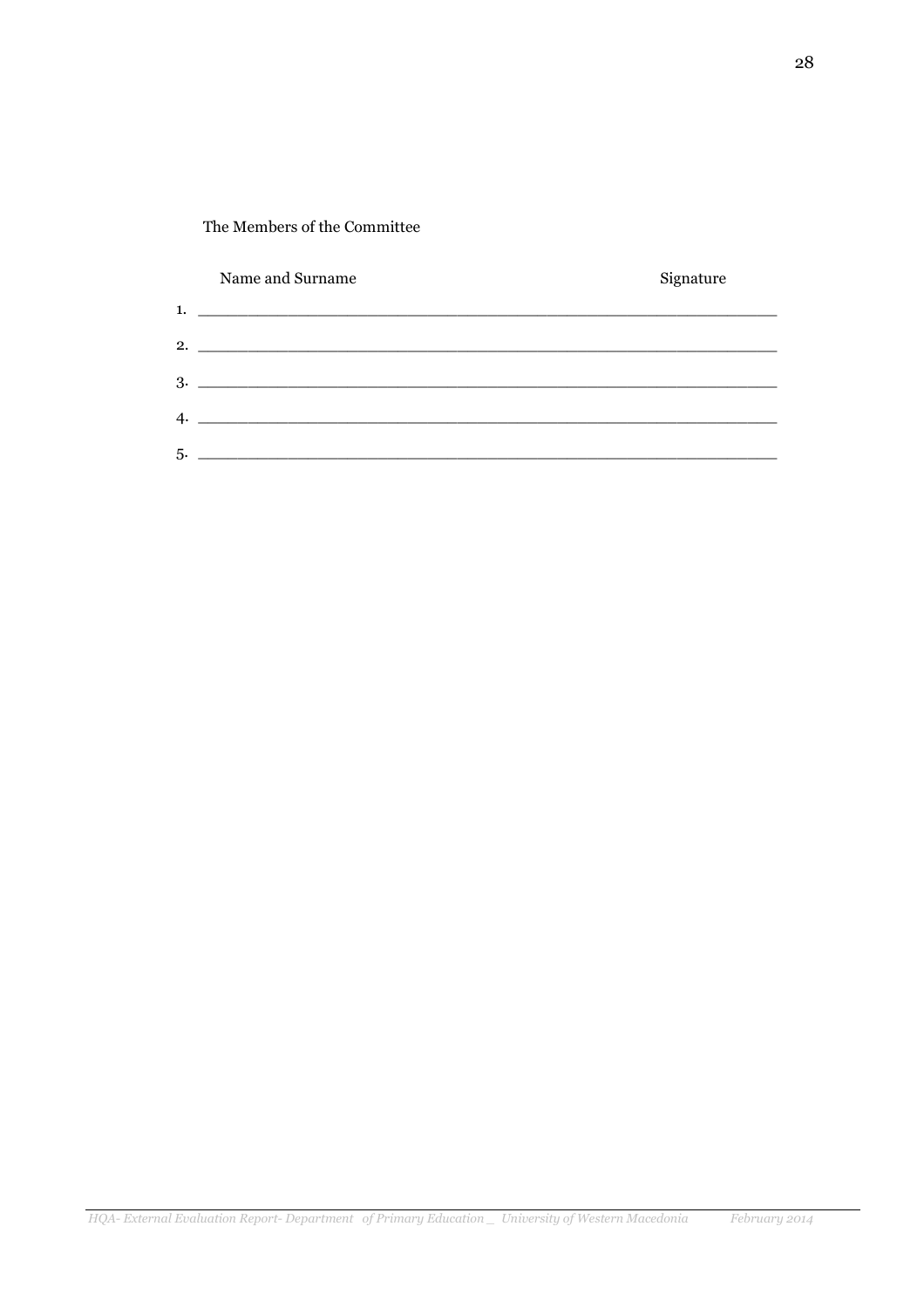The Members of the Committee

Name and Surname Signature

1. ____________________________________________________________

2. ____________________________________________________________

3. ____________________________________________________________

4. ____________________________________________________________

5. ____________________________________________________________